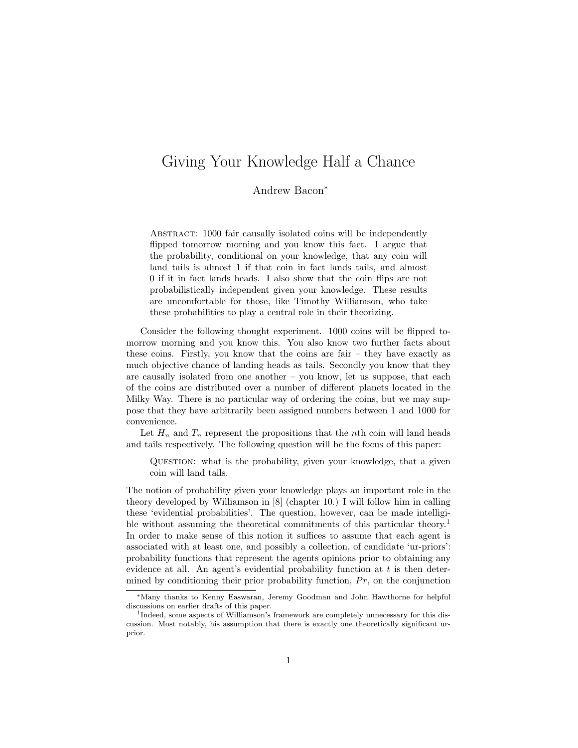# Giving Your Knowledge Half a Chance

Andrew Bacon*

ABSTRACT: 1000 fair causally isolated coins will be independently flipped tomorrow morning and you know this fact. I argue that the probability, conditional on your knowledge, that any coin will land tails is almost 1 if that coin in fact lands tails, and almost 0 if it in fact lands heads. I also show that the coin flips are not probabilistically independent given your knowledge. These results are uncomfortable for those, like Timothy Williamson, who take these probabilities to play a central role in their theorizing.

Consider the following thought experiment. 1000 coins will be flipped tomorrow morning and you know this. You also know two further facts about these coins. Firstly, you know that the coins are fair – they have exactly as much objective chance of landing heads as tails. Secondly you know that they are causally isolated from one another – you know, let us suppose, that each of the coins are distributed over a number of different planets located in the Milky Way. There is no particular way of ordering the coins, but we may suppose that they have arbitrarily been assigned numbers between 1 and 1000 for convenience.

Let $H_n$ and $T_n$ represent the propositions that the $n$th coin will land heads and tails respectively. The following question will be the focus of this paper:

> QUESTION: what is the probability, given your knowledge, that a given coin will land tails.

The notion of probability given your knowledge plays an important role in the theory developed by Williamson in [8] (chapter 10.) I will follow him in calling these 'evidential probabilities'. The question, however, can be made intelligible without assuming the theoretical commitments of this particular theory.[1] In order to make sense of this notion it suffices to assume that each agent is associated with at least one, and possibly a collection, of candidate 'ur-priors': probability functions that represent the agents opinions prior to obtaining any evidence at all. An agent's evidential probability function at $t$ is then determined by conditioning their prior probability function, $Pr$, on the conjunction

---

*Many thanks to Kenny Easwaran, Jeremy Goodman and John Hawthorne for helpful discussions on earlier drafts of this paper.

[1] Indeed, some aspects of Williamson's framework are completely unnecessary for this discussion. Most notably, his assumption that there is exactly one theoretically significant ur-prior.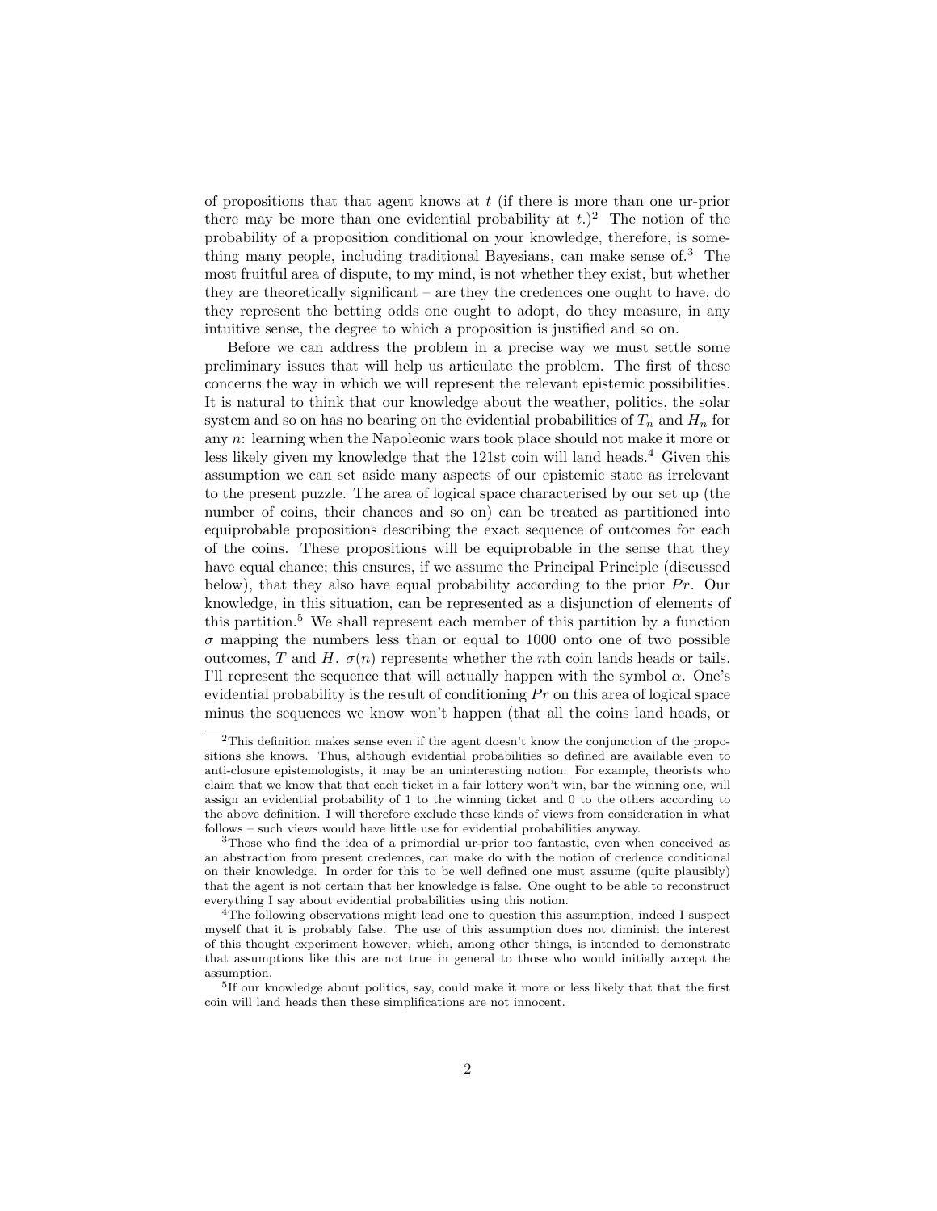of propositions that that agent knows at $t$ (if there is more than one ur-prior there may be more than one evidential probability at $t$.)[2] The notion of the probability of a proposition conditional on your knowledge, therefore, is something many people, including traditional Bayesians, can make sense of.[3] The most fruitful area of dispute, to my mind, is not whether they exist, but whether they are theoretically significant – are they the credences one ought to have, do they represent the betting odds one ought to adopt, do they measure, in any intuitive sense, the degree to which a proposition is justified and so on.

Before we can address the problem in a precise way we must settle some preliminary issues that will help us articulate the problem. The first of these concerns the way in which we will represent the relevant epistemic possibilities. It is natural to think that our knowledge about the weather, politics, the solar system and so on has no bearing on the evidential probabilities of $T_n$ and $H_n$ for any $n$: learning when the Napoleonic wars took place should not make it more or less likely given my knowledge that the 121st coin will land heads.[4] Given this assumption we can set aside many aspects of our epistemic state as irrelevant to the present puzzle. The area of logical space characterised by our set up (the number of coins, their chances and so on) can be treated as partitioned into equiprobable propositions describing the exact sequence of outcomes for each of the coins. These propositions will be equiprobable in the sense that they have equal chance; this ensures, if we assume the Principal Principle (discussed below), that they also have equal probability according to the prior $Pr$. Our knowledge, in this situation, can be represented as a disjunction of elements of this partition.[5] We shall represent each member of this partition by a function $\sigma$ mapping the numbers less than or equal to 1000 onto one of two possible outcomes, $T$ and $H$. $\sigma(n)$ represents whether the $n$th coin lands heads or tails. I'll represent the sequence that will actually happen with the symbol $\alpha$. One's evidential probability is the result of conditioning $Pr$ on this area of logical space minus the sequences we know won't happen (that all the coins land heads, or

---

[2] This definition makes sense even if the agent doesn't know the conjunction of the propositions she knows. Thus, although evidential probabilities so defined are available even to anti-closure epistemologists, it may be an uninteresting notion. For example, theorists who claim that we know that that each ticket in a fair lottery won't win, bar the winning one, will assign an evidential probability of 1 to the winning ticket and 0 to the others according to the above definition. I will therefore exclude these kinds of views from consideration in what follows – such views would have little use for evidential probabilities anyway.

[3] Those who find the idea of a primordial ur-prior too fantastic, even when conceived as an abstraction from present credences, can make do with the notion of credence conditional on their knowledge. In order for this to be well defined one must assume (quite plausibly) that the agent is not certain that her knowledge is false. One ought to be able to reconstruct everything I say about evidential probabilities using this notion.

[4] The following observations might lead one to question this assumption, indeed I suspect myself that it is probably false. The use of this assumption does not diminish the interest of this thought experiment however, which, among other things, is intended to demonstrate that assumptions like this are not true in general to those who would initially accept the assumption.

[5] If our knowledge about politics, say, could make it more or less likely that that the first coin will land heads then these simplifications are not innocent.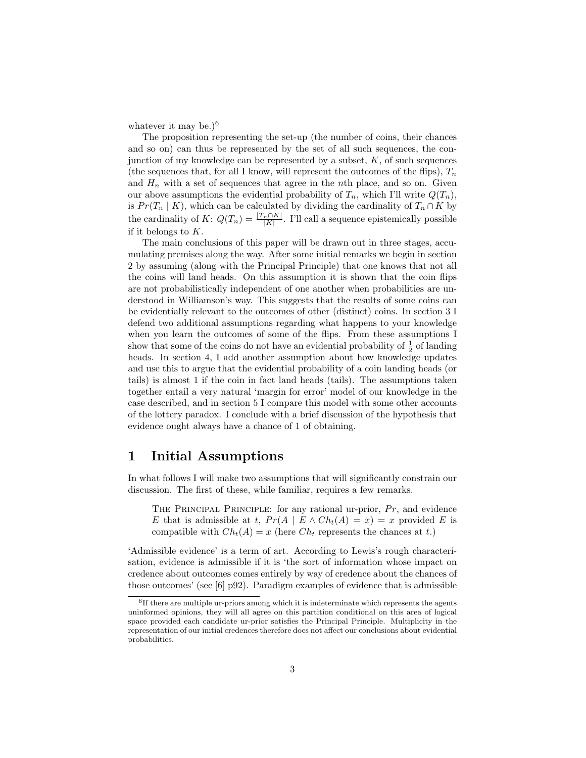whatever it may be.)[6]

The proposition representing the set-up (the number of coins, their chances and so on) can thus be represented by the set of all such sequences, the conjunction of my knowledge can be represented by a subset, $K$, of such sequences (the sequences that, for all I know, will represent the outcomes of the flips), $T_n$ and $H_n$ with a set of sequences that agree in the $n$th place, and so on. Given our above assumptions the evidential probability of $T_n$, which I'll write $Q(T_n)$, is $Pr(T_n \mid K)$, which can be calculated by dividing the cardinality of $T_n \cap K$ by the cardinality of $K$: $Q(T_n) = \frac{|T_n \cap K|}{|K|}$. I'll call a sequence epistemically possible if it belongs to $K$.

The main conclusions of this paper will be drawn out in three stages, accumulating premises along the way. After some initial remarks we begin in section 2 by assuming (along with the Principal Principle) that one knows that not all the coins will land heads. On this assumption it is shown that the coin flips are not probabilistically independent of one another when probabilities are understood in Williamson's way. This suggests that the results of some coins can be evidentially relevant to the outcomes of other (distinct) coins. In section 3 I defend two additional assumptions regarding what happens to your knowledge when you learn the outcomes of some of the flips. From these assumptions I show that some of the coins do not have an evidential probability of $\frac{1}{2}$ of landing heads. In section 4, I add another assumption about how knowledge updates and use this to argue that the evidential probability of a coin landing heads (or tails) is almost 1 if the coin in fact land heads (tails). The assumptions taken together entail a very natural 'margin for error' model of our knowledge in the case described, and in section 5 I compare this model with some other accounts of the lottery paradox. I conclude with a brief discussion of the hypothesis that evidence ought always have a chance of 1 of obtaining.

# 1 Initial Assumptions

In what follows I will make two assumptions that will significantly constrain our discussion. The first of these, while familiar, requires a few remarks.

> The Principal Principle: for any rational ur-prior, $Pr$, and evidence $E$ that is admissible at $t$, $Pr(A \mid E \wedge Ch_t(A) = x) = x$ provided $E$ is compatible with $Ch_t(A) = x$ (here $Ch_t$ represents the chances at $t$.)

'Admissible evidence' is a term of art. According to Lewis's rough characterisation, evidence is admissible if it is 'the sort of information whose impact on credence about outcomes comes entirely by way of credence about the chances of those outcomes' (see [6] p92). Paradigm examples of evidence that is admissible

[6] If there are multiple ur-priors among which it is indeterminate which represents the agents uninformed opinions, they will all agree on this partition conditional on this area of logical space provided each candidate ur-prior satisfies the Principal Principle. Multiplicity in the representation of our initial credences therefore does not affect our conclusions about evidential probabilities.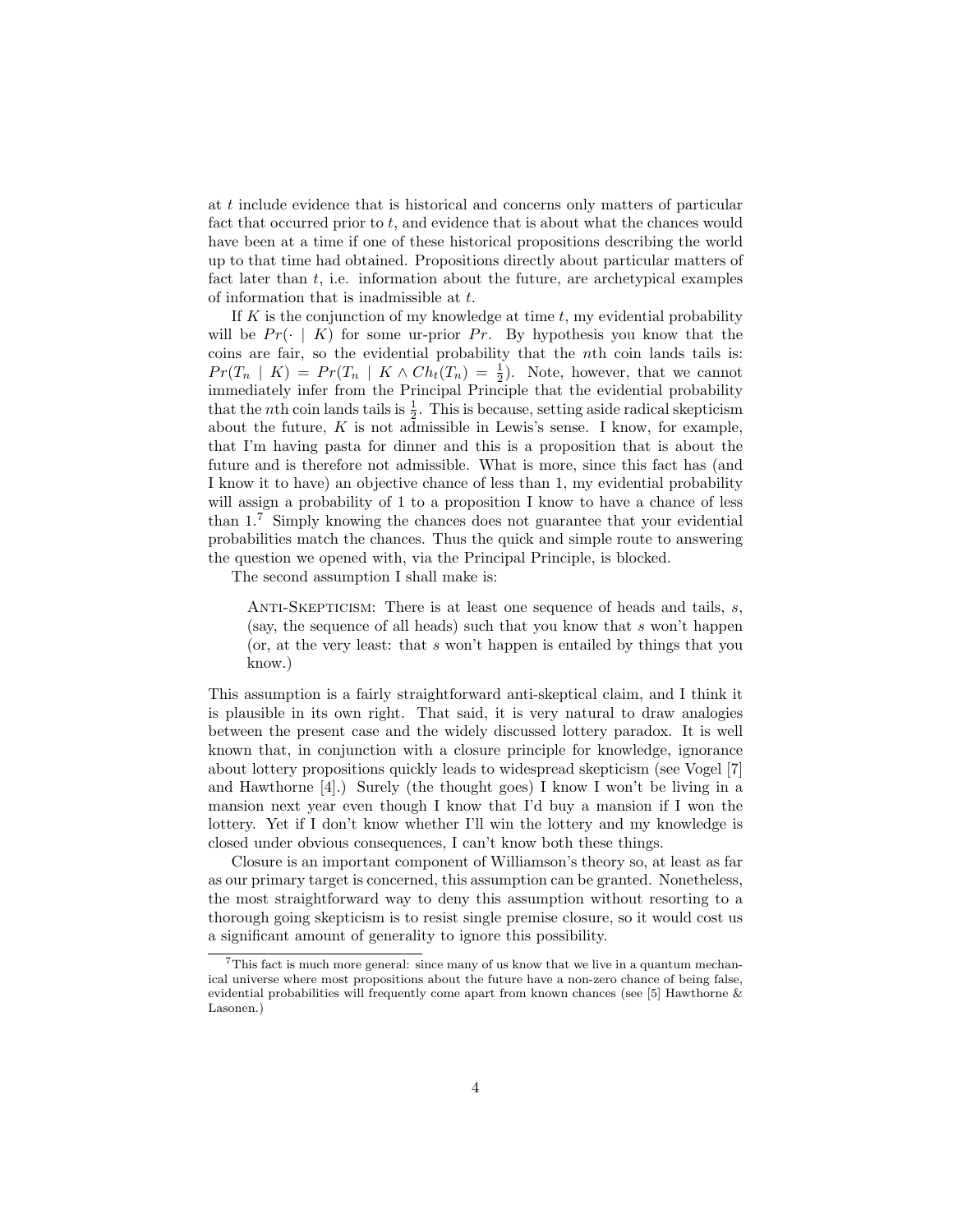at $t$ include evidence that is historical and concerns only matters of particular fact that occurred prior to $t$, and evidence that is about what the chances would have been at a time if one of these historical propositions describing the world up to that time had obtained. Propositions directly about particular matters of fact later than $t$, i.e. information about the future, are archetypical examples of information that is inadmissible at $t$.

If $K$ is the conjunction of my knowledge at time $t$, my evidential probability will be $Pr(\cdot \mid K)$ for some ur-prior $Pr$. By hypothesis you know that the coins are fair, so the evidential probability that the $n$th coin lands tails is: $Pr(T_n \mid K) = Pr(T_n \mid K \wedge Ch_t(T_n) = \frac{1}{2})$. Note, however, that we cannot immediately infer from the Principal Principle that the evidential probability that the $n$th coin lands tails is $\frac{1}{2}$. This is because, setting aside radical skepticism about the future, $K$ is not admissible in Lewis's sense. I know, for example, that I'm having pasta for dinner and this is a proposition that is about the future and is therefore not admissible. What is more, since this fact has (and I know it to have) an objective chance of less than 1, my evidential probability will assign a probability of 1 to a proposition I know to have a chance of less than 1.[7] Simply knowing the chances does not guarantee that your evidential probabilities match the chances. Thus the quick and simple route to answering the question we opened with, via the Principal Principle, is blocked.

The second assumption I shall make is:

> Anti-Skepticism: There is at least one sequence of heads and tails, $s$, (say, the sequence of all heads) such that you know that $s$ won't happen (or, at the very least: that $s$ won't happen is entailed by things that you know.)

This assumption is a fairly straightforward anti-skeptical claim, and I think it is plausible in its own right. That said, it is very natural to draw analogies between the present case and the widely discussed lottery paradox. It is well known that, in conjunction with a closure principle for knowledge, ignorance about lottery propositions quickly leads to widespread skepticism (see Vogel [7] and Hawthorne [4].) Surely (the thought goes) I know I won't be living in a mansion next year even though I know that I'd buy a mansion if I won the lottery. Yet if I don't know whether I'll win the lottery and my knowledge is closed under obvious consequences, I can't know both these things.

Closure is an important component of Williamson's theory so, at least as far as our primary target is concerned, this assumption can be granted. Nonetheless, the most straightforward way to deny this assumption without resorting to a thorough going skepticism is to resist single premise closure, so it would cost us a significant amount of generality to ignore this possibility.

[7] This fact is much more general: since many of us know that we live in a quantum mechanical universe where most propositions about the future have a non-zero chance of being false, evidential probabilities will frequently come apart from known chances (see [5] Hawthorne & Lasonen.)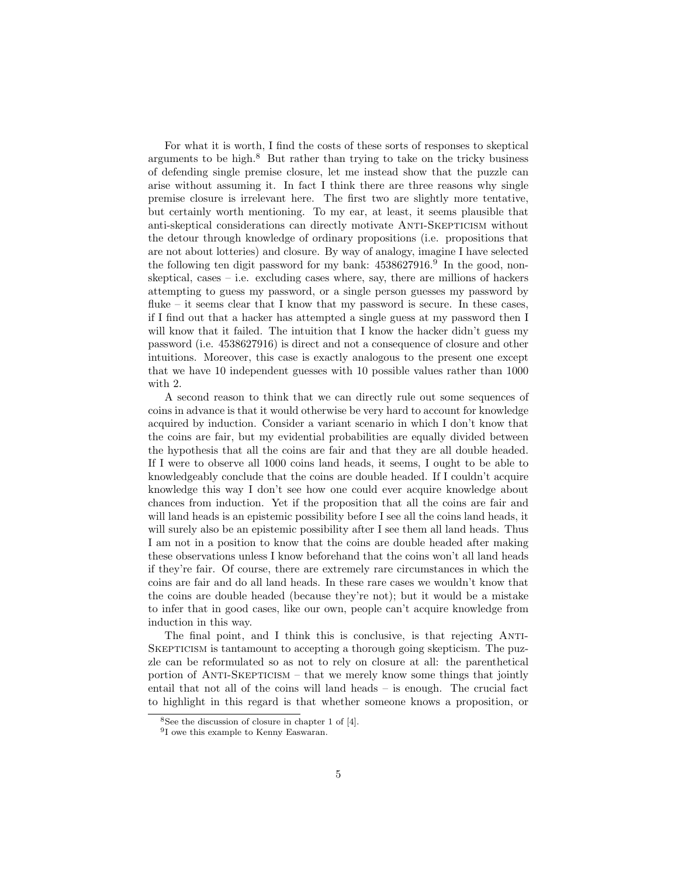For what it is worth, I find the costs of these sorts of responses to skeptical arguments to be high.[8] But rather than trying to take on the tricky business of defending single premise closure, let me instead show that the puzzle can arise without assuming it. In fact I think there are three reasons why single premise closure is irrelevant here. The first two are slightly more tentative, but certainly worth mentioning. To my ear, at least, it seems plausible that anti-skeptical considerations can directly motivate Anti-Skepticism without the detour through knowledge of ordinary propositions (i.e. propositions that are not about lotteries) and closure. By way of analogy, imagine I have selected the following ten digit password for my bank: 4538627916.[9] In the good, non-skeptical, cases – i.e. excluding cases where, say, there are millions of hackers attempting to guess my password, or a single person guesses my password by fluke – it seems clear that I know that my password is secure. In these cases, if I find out that a hacker has attempted a single guess at my password then I will know that it failed. The intuition that I know the hacker didn't guess my password (i.e. 4538627916) is direct and not a consequence of closure and other intuitions. Moreover, this case is exactly analogous to the present one except that we have 10 independent guesses with 10 possible values rather than 1000 with 2.

A second reason to think that we can directly rule out some sequences of coins in advance is that it would otherwise be very hard to account for knowledge acquired by induction. Consider a variant scenario in which I don't know that the coins are fair, but my evidential probabilities are equally divided between the hypothesis that all the coins are fair and that they are all double headed. If I were to observe all 1000 coins land heads, it seems, I ought to be able to knowledgeably conclude that the coins are double headed. If I couldn't acquire knowledge this way I don't see how one could ever acquire knowledge about chances from induction. Yet if the proposition that all the coins are fair and will land heads is an epistemic possibility before I see all the coins land heads, it will surely also be an epistemic possibility after I see them all land heads. Thus I am not in a position to know that the coins are double headed after making these observations unless I know beforehand that the coins won't all land heads if they're fair. Of course, there are extremely rare circumstances in which the coins are fair and do all land heads. In these rare cases we wouldn't know that the coins are double headed (because they're not); but it would be a mistake to infer that in good cases, like our own, people can't acquire knowledge from induction in this way.

The final point, and I think this is conclusive, is that rejecting Anti-Skepticism is tantamount to accepting a thorough going skepticism. The puzzle can be reformulated so as not to rely on closure at all: the parenthetical portion of Anti-Skepticism – that we merely know some things that jointly entail that not all of the coins will land heads – is enough. The crucial fact to highlight in this regard is that whether someone knows a proposition, or

[8] See the discussion of closure in chapter 1 of [4].

[9] I owe this example to Kenny Easwaran.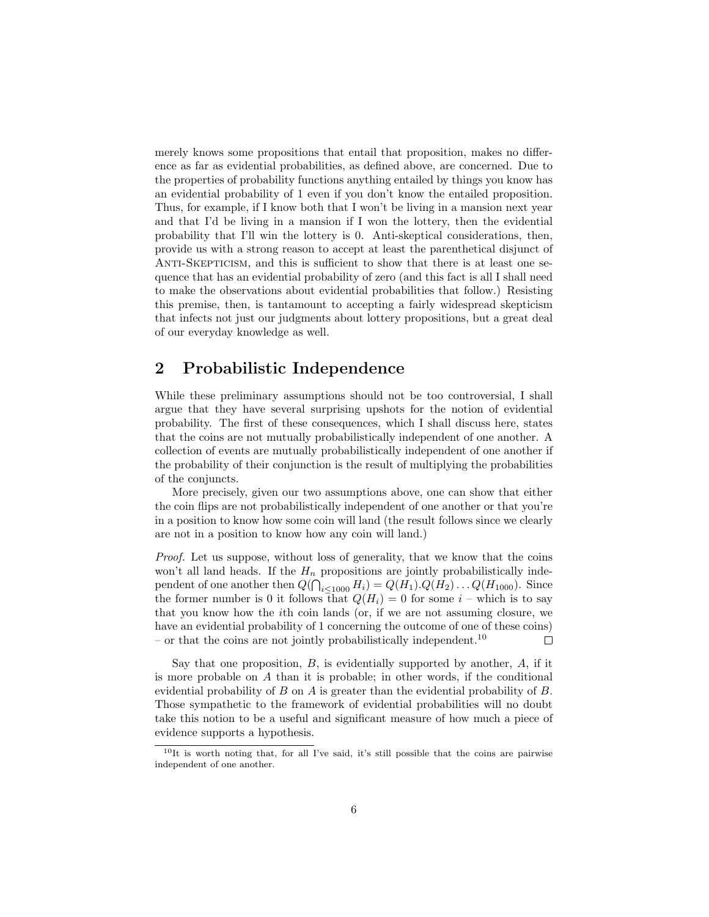merely knows some propositions that entail that proposition, makes no difference as far as evidential probabilities, as defined above, are concerned. Due to the properties of probability functions anything entailed by things you know has an evidential probability of 1 even if you don't know the entailed proposition. Thus, for example, if I know both that I won't be living in a mansion next year and that I'd be living in a mansion if I won the lottery, then the evidential probability that I'll win the lottery is 0. Anti-skeptical considerations, then, provide us with a strong reason to accept at least the parenthetical disjunct of Anti-Skepticism, and this is sufficient to show that there is at least one sequence that has an evidential probability of zero (and this fact is all I shall need to make the observations about evidential probabilities that follow.) Resisting this premise, then, is tantamount to accepting a fairly widespread skepticism that infects not just our judgments about lottery propositions, but a great deal of our everyday knowledge as well.

## 2 Probabilistic Independence

While these preliminary assumptions should not be too controversial, I shall argue that they have several surprising upshots for the notion of evidential probability. The first of these consequences, which I shall discuss here, states that the coins are not mutually probabilistically independent of one another. A collection of events are mutually probabilistically independent of one another if the probability of their conjunction is the result of multiplying the probabilities of the conjuncts.

More precisely, given our two assumptions above, one can show that either the coin flips are not probabilistically independent of one another or that you're in a position to know how some coin will land (the result follows since we clearly are not in a position to know how any coin will land.)

*Proof.* Let us suppose, without loss of generality, that we know that the coins won't all land heads. If the $H_n$ propositions are jointly probabilistically independent of one another then $Q(\bigcap_{i\leq 1000} H_i) = Q(H_1).Q(H_2)\ldots Q(H_{1000})$. Since the former number is 0 it follows that $Q(H_i) = 0$ for some $i$ – which is to say that you know how the $i$th coin lands (or, if we are not assuming closure, we have an evidential probability of 1 concerning the outcome of one of these coins) – or that the coins are not jointly probabilistically independent.[10] □

Say that one proposition, $B$, is evidentially supported by another, $A$, if it is more probable on $A$ than it is probable; in other words, if the conditional evidential probability of $B$ on $A$ is greater than the evidential probability of $B$. Those sympathetic to the framework of evidential probabilities will no doubt take this notion to be a useful and significant measure of how much a piece of evidence supports a hypothesis.

[10] It is worth noting that, for all I've said, it's still possible that the coins are pairwise independent of one another.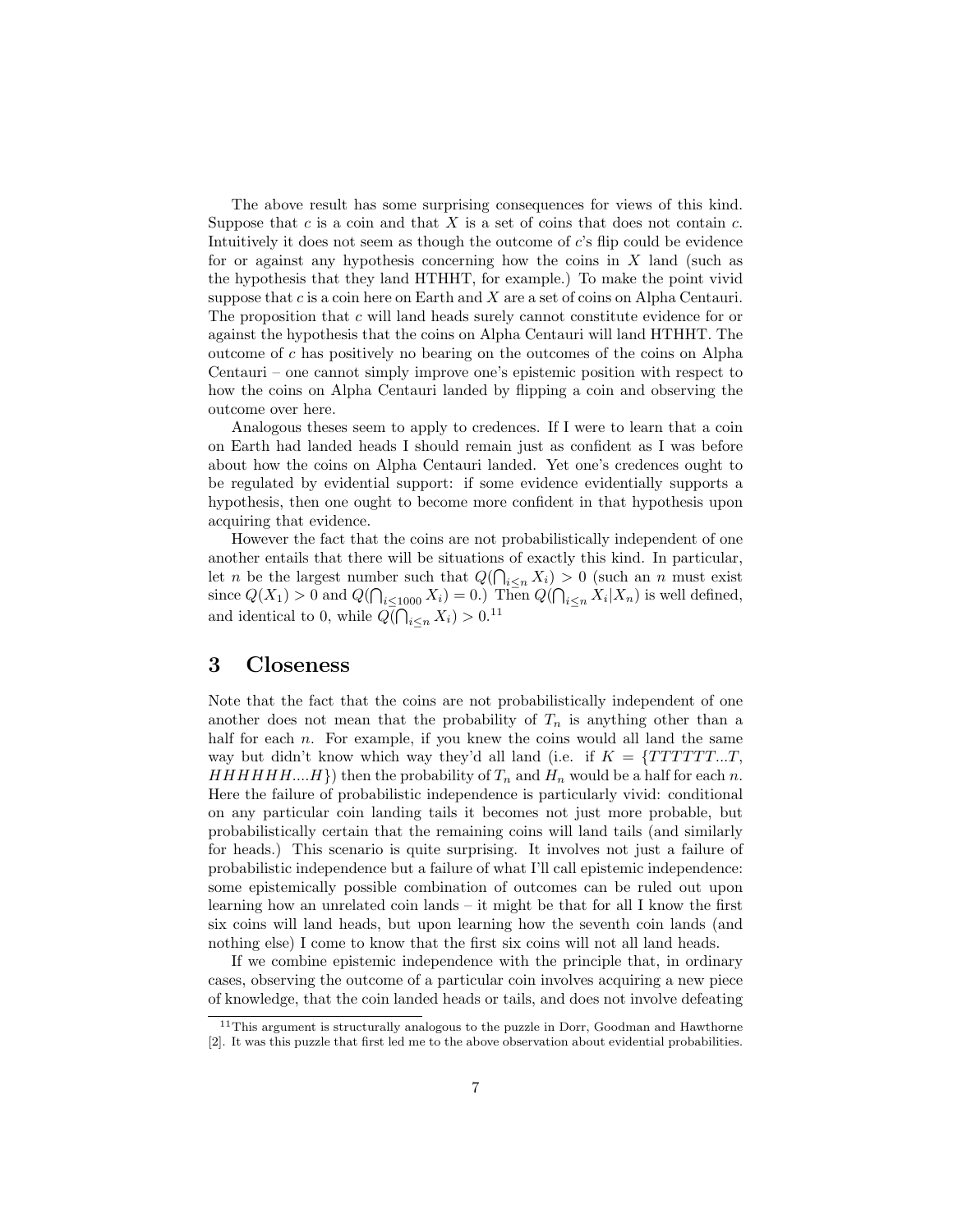The above result has some surprising consequences for views of this kind. Suppose that $c$ is a coin and that $X$ is a set of coins that does not contain $c$. Intuitively it does not seem as though the outcome of $c$'s flip could be evidence for or against any hypothesis concerning how the coins in $X$ land (such as the hypothesis that they land HTHHT, for example.) To make the point vivid suppose that $c$ is a coin here on Earth and $X$ are a set of coins on Alpha Centauri. The proposition that $c$ will land heads surely cannot constitute evidence for or against the hypothesis that the coins on Alpha Centauri will land HTHHT. The outcome of $c$ has positively no bearing on the outcomes of the coins on Alpha Centauri – one cannot simply improve one's epistemic position with respect to how the coins on Alpha Centauri landed by flipping a coin and observing the outcome over here.

Analogous theses seem to apply to credences. If I were to learn that a coin on Earth had landed heads I should remain just as confident as I was before about how the coins on Alpha Centauri landed. Yet one's credences ought to be regulated by evidential support: if some evidence evidentially supports a hypothesis, then one ought to become more confident in that hypothesis upon acquiring that evidence.

However the fact that the coins are not probabilistically independent of one another entails that there will be situations of exactly this kind. In particular, let $n$ be the largest number such that $Q(\bigcap_{i\leq n} X_i) > 0$ (such an $n$ must exist since $Q(X_1) > 0$ and $Q(\bigcap_{i\leq 1000} X_i) = 0$.) Then $Q(\bigcap_{i\leq n} X_i | X_n)$ is well defined, and identical to 0, while $Q(\bigcap_{i\leq n} X_i) > 0$.[11]

## 3 Closeness

Note that the fact that the coins are not probabilistically independent of one another does not mean that the probability of $T_n$ is anything other than a half for each $n$. For example, if you knew the coins would all land the same way but didn't know which way they'd all land (i.e. if $K = \{TTTTTT...T, HHHHHH....H\}$) then the probability of $T_n$ and $H_n$ would be a half for each $n$. Here the failure of probabilistic independence is particularly vivid: conditional on any particular coin landing tails it becomes not just more probable, but probabilistically certain that the remaining coins will land tails (and similarly for heads.) This scenario is quite surprising. It involves not just a failure of probabilistic independence but a failure of what I'll call epistemic independence: some epistemically possible combination of outcomes can be ruled out upon learning how an unrelated coin lands – it might be that for all I know the first six coins will land heads, but upon learning how the seventh coin lands (and nothing else) I come to know that the first six coins will not all land heads.

If we combine epistemic independence with the principle that, in ordinary cases, observing the outcome of a particular coin involves acquiring a new piece of knowledge, that the coin landed heads or tails, and does not involve defeating

[11] This argument is structurally analogous to the puzzle in Dorr, Goodman and Hawthorne [2]. It was this puzzle that first led me to the above observation about evidential probabilities.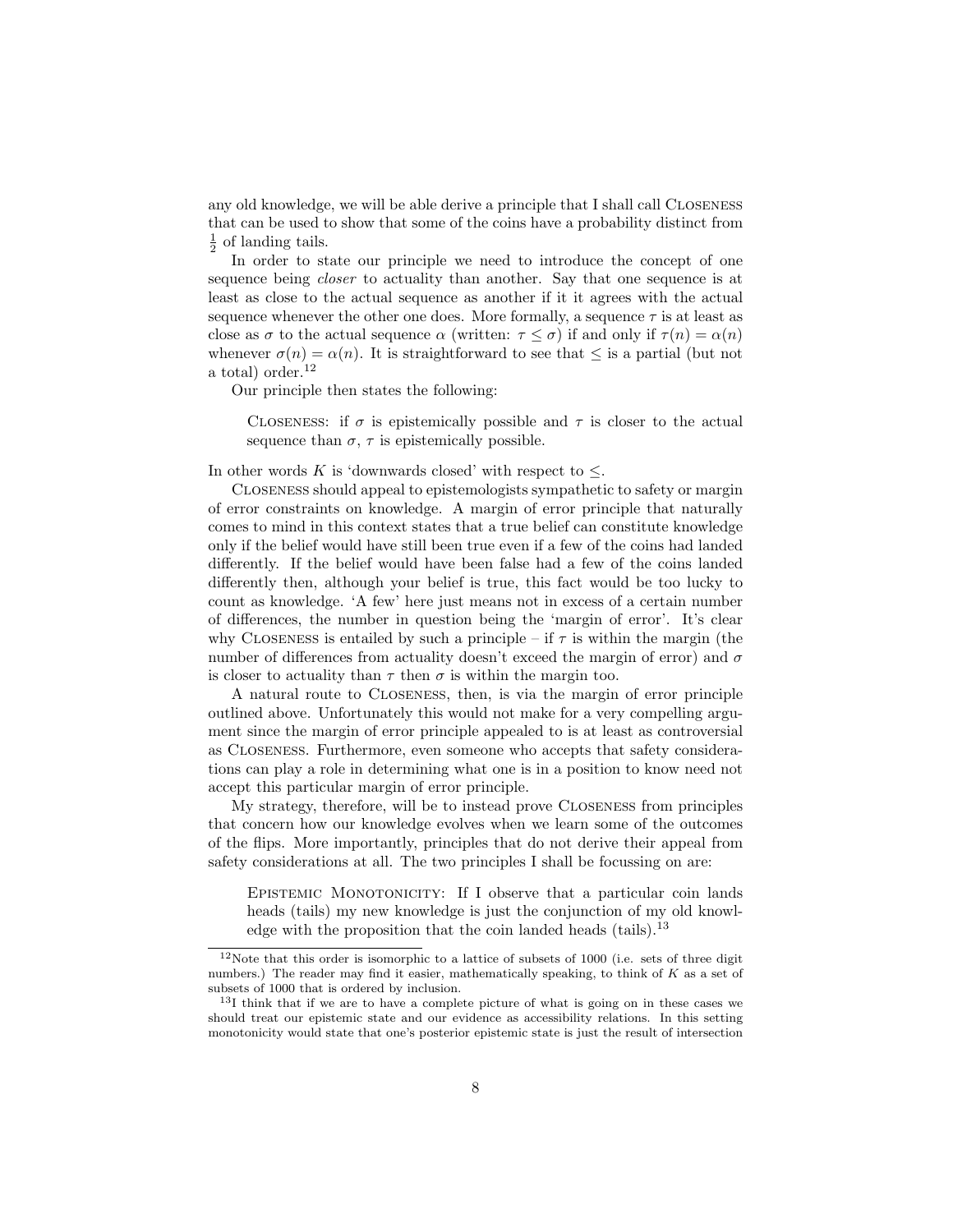any old knowledge, we will be able derive a principle that I shall call Closeness that can be used to show that some of the coins have a probability distinct from $\frac{1}{2}$ of landing tails.

In order to state our principle we need to introduce the concept of one sequence being *closer* to actuality than another. Say that one sequence is at least as close to the actual sequence as another if it it agrees with the actual sequence whenever the other one does. More formally, a sequence $\tau$ is at least as close as $\sigma$ to the actual sequence $\alpha$ (written: $\tau \leq \sigma$) if and only if $\tau(n) = \alpha(n)$ whenever $\sigma(n) = \alpha(n)$. It is straightforward to see that $\leq$ is a partial (but not a total) order.[12]

Our principle then states the following:

> Closeness: if $\sigma$ is epistemically possible and $\tau$ is closer to the actual sequence than $\sigma$, $\tau$ is epistemically possible.

In other words $K$ is 'downwards closed' with respect to $\leq$.

Closeness should appeal to epistemologists sympathetic to safety or margin of error constraints on knowledge. A margin of error principle that naturally comes to mind in this context states that a true belief can constitute knowledge only if the belief would have still been true even if a few of the coins had landed differently. If the belief would have been false had a few of the coins landed differently then, although your belief is true, this fact would be too lucky to count as knowledge. 'A few' here just means not in excess of a certain number of differences, the number in question being the 'margin of error'. It's clear why Closeness is entailed by such a principle – if $\tau$ is within the margin (the number of differences from actuality doesn't exceed the margin of error) and $\sigma$ is closer to actuality than $\tau$ then $\sigma$ is within the margin too.

A natural route to Closeness, then, is via the margin of error principle outlined above. Unfortunately this would not make for a very compelling argument since the margin of error principle appealed to is at least as controversial as Closeness. Furthermore, even someone who accepts that safety considerations can play a role in determining what one is in a position to know need not accept this particular margin of error principle.

My strategy, therefore, will be to instead prove Closeness from principles that concern how our knowledge evolves when we learn some of the outcomes of the flips. More importantly, principles that do not derive their appeal from safety considerations at all. The two principles I shall be focussing on are:

> Epistemic Monotonicity: If I observe that a particular coin lands heads (tails) my new knowledge is just the conjunction of my old knowledge with the proposition that the coin landed heads (tails).[13]

---

[12] Note that this order is isomorphic to a lattice of subsets of 1000 (i.e. sets of three digit numbers.) The reader may find it easier, mathematically speaking, to think of $K$ as a set of subsets of 1000 that is ordered by inclusion.

[13] I think that if we are to have a complete picture of what is going on in these cases we should treat our epistemic state and our evidence as accessibility relations. In this setting monotonicity would state that one's posterior epistemic state is just the result of intersection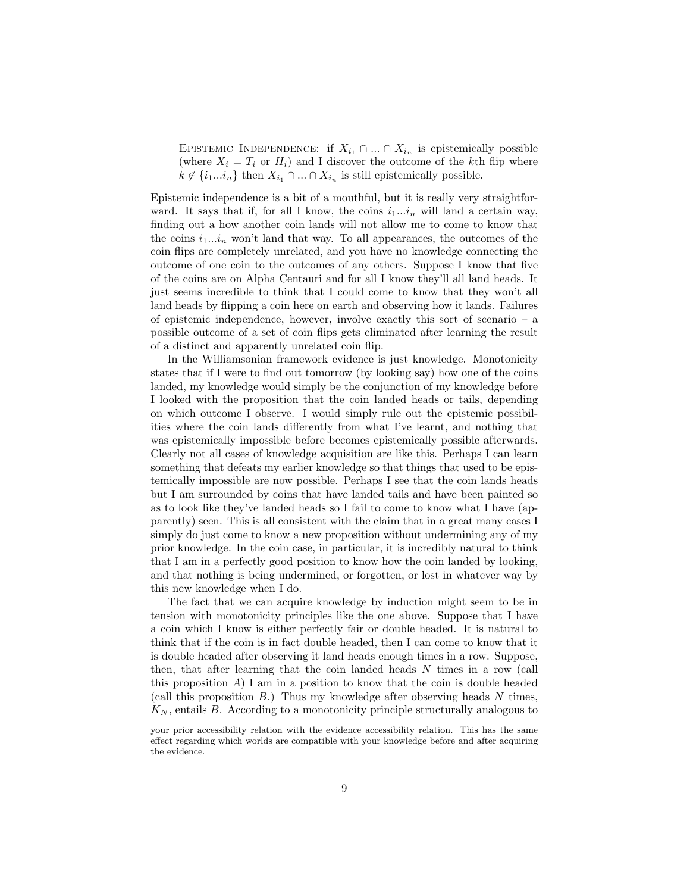Epistemic Independence: if $X_{i_1} \cap ... \cap X_{i_n}$ is epistemically possible (where $X_i = T_i$ or $H_i$) and I discover the outcome of the $k$th flip where $k \notin \{i_1...i_n\}$ then $X_{i_1} \cap ... \cap X_{i_n}$ is still epistemically possible.

Epistemic independence is a bit of a mouthful, but it is really very straightforward. It says that if, for all I know, the coins $i_1...i_n$ will land a certain way, finding out a how another coin lands will not allow me to come to know that the coins $i_1...i_n$ won't land that way. To all appearances, the outcomes of the coin flips are completely unrelated, and you have no knowledge connecting the outcome of one coin to the outcomes of any others. Suppose I know that five of the coins are on Alpha Centauri and for all I know they'll all land heads. It just seems incredible to think that I could come to know that they won't all land heads by flipping a coin here on earth and observing how it lands. Failures of epistemic independence, however, involve exactly this sort of scenario – a possible outcome of a set of coin flips gets eliminated after learning the result of a distinct and apparently unrelated coin flip.

In the Williamsonian framework evidence is just knowledge. Monotonicity states that if I were to find out tomorrow (by looking say) how one of the coins landed, my knowledge would simply be the conjunction of my knowledge before I looked with the proposition that the coin landed heads or tails, depending on which outcome I observe. I would simply rule out the epistemic possibilities where the coin lands differently from what I've learnt, and nothing that was epistemically impossible before becomes epistemically possible afterwards. Clearly not all cases of knowledge acquisition are like this. Perhaps I can learn something that defeats my earlier knowledge so that things that used to be epistemically impossible are now possible. Perhaps I see that the coin lands heads but I am surrounded by coins that have landed tails and have been painted so as to look like they've landed heads so I fail to come to know what I have (apparently) seen. This is all consistent with the claim that in a great many cases I simply do just come to know a new proposition without undermining any of my prior knowledge. In the coin case, in particular, it is incredibly natural to think that I am in a perfectly good position to know how the coin landed by looking, and that nothing is being undermined, or forgotten, or lost in whatever way by this new knowledge when I do.

The fact that we can acquire knowledge by induction might seem to be in tension with monotonicity principles like the one above. Suppose that I have a coin which I know is either perfectly fair or double headed. It is natural to think that if the coin is in fact double headed, then I can come to know that it is double headed after observing it land heads enough times in a row. Suppose, then, that after learning that the coin landed heads $N$ times in a row (call this proposition $A$) I am in a position to know that the coin is double headed (call this proposition $B$.) Thus my knowledge after observing heads $N$ times, $K_N$, entails $B$. According to a monotonicity principle structurally analogous to

your prior accessibility relation with the evidence accessibility relation. This has the same effect regarding which worlds are compatible with your knowledge before and after acquiring the evidence.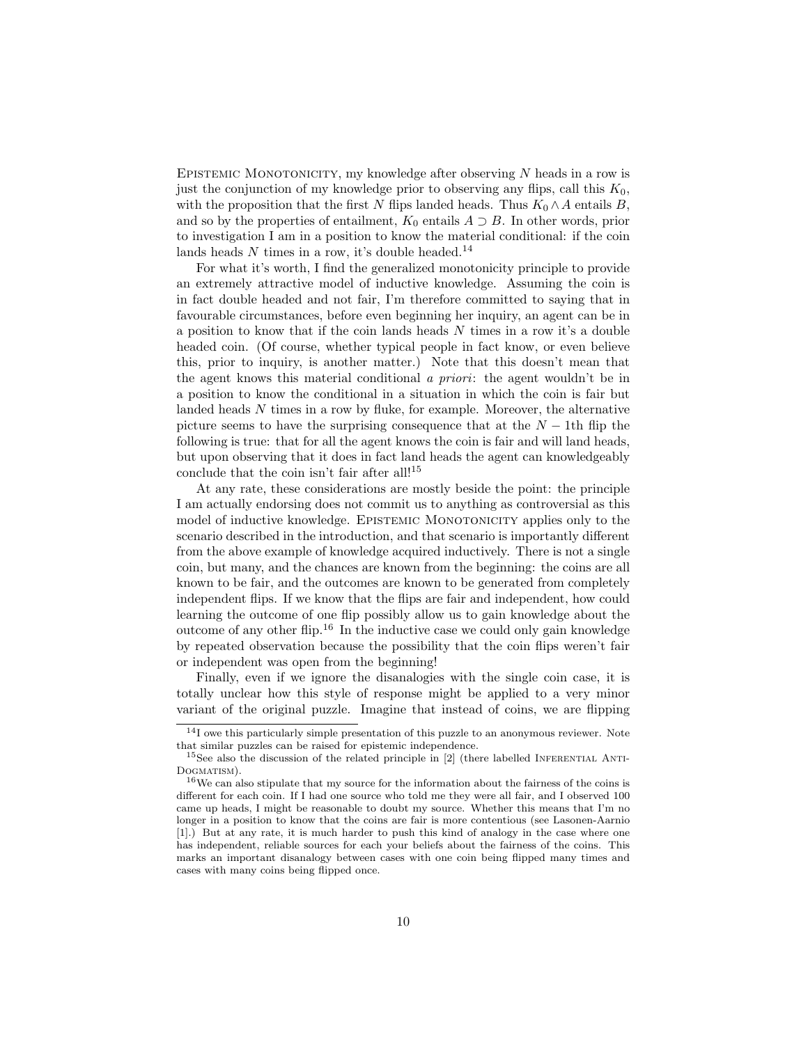Epistemic Monotonicity, my knowledge after observing $N$ heads in a row is just the conjunction of my knowledge prior to observing any flips, call this $K_0$, with the proposition that the first $N$ flips landed heads. Thus $K_0 \wedge A$ entails $B$, and so by the properties of entailment, $K_0$ entails $A \supset B$. In other words, prior to investigation I am in a position to know the material conditional: if the coin lands heads $N$ times in a row, it's double headed.[14]

For what it's worth, I find the generalized monotonicity principle to provide an extremely attractive model of inductive knowledge. Assuming the coin is in fact double headed and not fair, I'm therefore committed to saying that in favourable circumstances, before even beginning her inquiry, an agent can be in a position to know that if the coin lands heads $N$ times in a row it's a double headed coin. (Of course, whether typical people in fact know, or even believe this, prior to inquiry, is another matter.) Note that this doesn't mean that the agent knows this material conditional *a priori*: the agent wouldn't be in a position to know the conditional in a situation in which the coin is fair but landed heads $N$ times in a row by fluke, for example. Moreover, the alternative picture seems to have the surprising consequence that at the $N-1$th flip the following is true: that for all the agent knows the coin is fair and will land heads, but upon observing that it does in fact land heads the agent can knowledgeably conclude that the coin isn't fair after all![15]

At any rate, these considerations are mostly beside the point: the principle I am actually endorsing does not commit us to anything as controversial as this model of inductive knowledge. Epistemic Monotonicity applies only to the scenario described in the introduction, and that scenario is importantly different from the above example of knowledge acquired inductively. There is not a single coin, but many, and the chances are known from the beginning: the coins are all known to be fair, and the outcomes are known to be generated from completely independent flips. If we know that the flips are fair and independent, how could learning the outcome of one flip possibly allow us to gain knowledge about the outcome of any other flip.[16] In the inductive case we could only gain knowledge by repeated observation because the possibility that the coin flips weren't fair or independent was open from the beginning!

Finally, even if we ignore the disanalogies with the single coin case, it is totally unclear how this style of response might be applied to a very minor variant of the original puzzle. Imagine that instead of coins, we are flipping

[14] I owe this particularly simple presentation of this puzzle to an anonymous reviewer. Note that similar puzzles can be raised for epistemic independence.

[15] See also the discussion of the related principle in [2] (there labelled Inferential Anti-Dogmatism).

[16] We can also stipulate that my source for the information about the fairness of the coins is different for each coin. If I had one source who told me they were all fair, and I observed 100 came up heads, I might be reasonable to doubt my source. Whether this means that I'm no longer in a position to know that the coins are fair is more contentious (see Lasonen-Aarnio [1].) But at any rate, it is much harder to push this kind of analogy in the case where one has independent, reliable sources for each your beliefs about the fairness of the coins. This marks an important disanalogy between cases with one coin being flipped many times and cases with many coins being flipped once.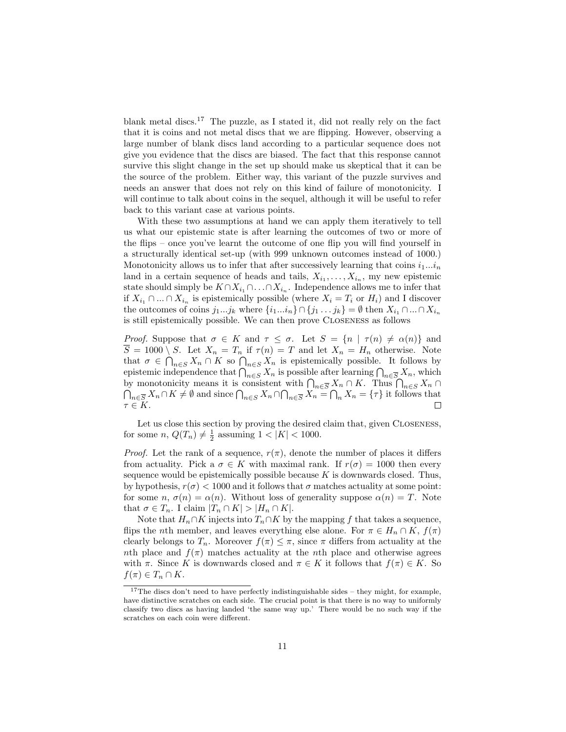blank metal discs.[17] The puzzle, as I stated it, did not really rely on the fact that it is coins and not metal discs that we are flipping. However, observing a large number of blank discs land according to a particular sequence does not give you evidence that the discs are biased. The fact that this response cannot survive this slight change in the set up should make us skeptical that it can be the source of the problem. Either way, this variant of the puzzle survives and needs an answer that does not rely on this kind of failure of monotonicity. I will continue to talk about coins in the sequel, although it will be useful to refer back to this variant case at various points.

With these two assumptions at hand we can apply them iteratively to tell us what our epistemic state is after learning the outcomes of two or more of the flips – once you've learnt the outcome of one flip you will find yourself in a structurally identical set-up (with 999 unknown outcomes instead of 1000.) Monotonicity allows us to infer that after successively learning that coins $i_1...i_n$ land in a certain sequence of heads and tails, $X_{i_1}, \ldots, X_{i_n}$, my new epistemic state should simply be $K \cap X_{i_1} \cap \ldots \cap X_{i_n}$. Independence allows me to infer that if $X_{i_1} \cap ... \cap X_{i_n}$ is epistemically possible (where $X_i = T_i$ or $H_i$) and I discover the outcomes of coins $j_1...j_k$ where $\{i_1...i_n\} \cap \{j_1 \ldots j_k\} = \emptyset$ then $X_{i_1} \cap ... \cap X_{i_n}$ is still epistemically possible. We can then prove Closeness as follows

*Proof.* Suppose that $\sigma \in K$ and $\tau \leq \sigma$. Let $S = \{n \mid \tau(n) \neq \alpha(n)\}$ and $\overline{S} = 1000 \setminus S$. Let $X_n = T_n$ if $\tau(n) = T$ and let $X_n = H_n$ otherwise. Note that $\sigma \in \bigcap_{n \in S} X_n \cap K$ so $\bigcap_{n \in S} X_n$ is epistemically possible. It follows by epistemic independence that $\bigcap_{n \in S} X_n$ is possible after learning $\bigcap_{n \in \overline{S}} X_n$, which by monotonicity means it is consistent with $\bigcap_{n \in \overline{S}} X_n \cap K$. Thus $\bigcap_{n \in S} X_n \cap \bigcap_{n \in \overline{S}} X_n \cap K \neq \emptyset$ and since $\bigcap_{n \in S} X_n \cap \bigcap_{n \in \overline{S}} X_n = \bigcap_n X_n = \{\tau\}$ it follows that $\tau \in K$. □

Let us close this section by proving the desired claim that, given Closeness, for some $n$, $Q(T_n) \neq \frac{1}{2}$ assuming $1 < |K| < 1000$.

*Proof.* Let the rank of a sequence, $r(\pi)$, denote the number of places it differs from actuality. Pick a $\sigma \in K$ with maximal rank. If $r(\sigma) = 1000$ then every sequence would be epistemically possible because $K$ is downwards closed. Thus, by hypothesis, $r(\sigma) < 1000$ and it follows that $\sigma$ matches actuality at some point: for some $n$, $\sigma(n) = \alpha(n)$. Without loss of generality suppose $\alpha(n) = T$. Note that $\sigma \in T_n$. I claim $|T_n \cap K| > |H_n \cap K|$.

Note that $H_n \cap K$ injects into $T_n \cap K$ by the mapping $f$ that takes a sequence, flips the $n$th member, and leaves everything else alone. For $\pi \in H_n \cap K$, $f(\pi)$ clearly belongs to $T_n$. Moreover $f(\pi) \leq \pi$, since $\pi$ differs from actuality at the $n$th place and $f(\pi)$ matches actuality at the $n$th place and otherwise agrees with $\pi$. Since $K$ is downwards closed and $\pi \in K$ it follows that $f(\pi) \in K$. So $f(\pi) \in T_n \cap K$.

[17] The discs don't need to have perfectly indistinguishable sides – they might, for example, have distinctive scratches on each side. The crucial point is that there is no way to uniformly classify two discs as having landed 'the same way up.' There would be no such way if the scratches on each coin were different.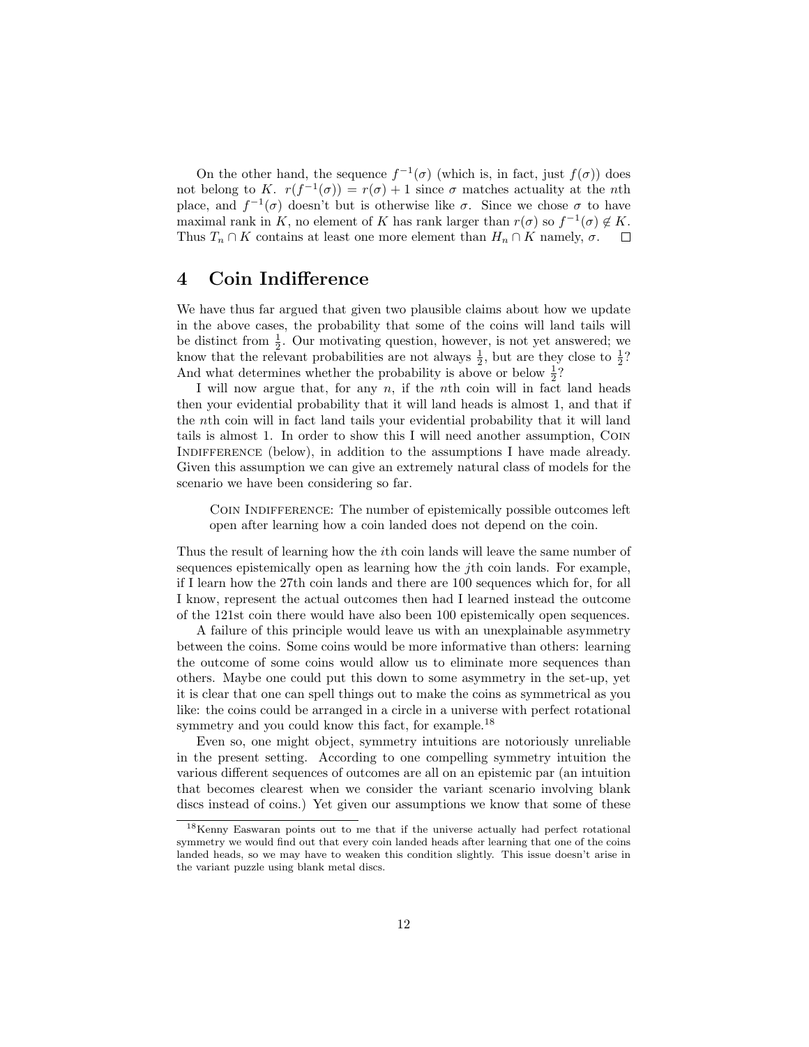On the other hand, the sequence $f^{-1}(\sigma)$ (which is, in fact, just $f(\sigma)$) does not belong to $K$. $r(f^{-1}(\sigma)) = r(\sigma) + 1$ since $\sigma$ matches actuality at the $n$th place, and $f^{-1}(\sigma)$ doesn't but is otherwise like $\sigma$. Since we chose $\sigma$ to have maximal rank in $K$, no element of $K$ has rank larger than $r(\sigma)$ so $f^{-1}(\sigma) \notin K$. Thus $T_n \cap K$ contains at least one more element than $H_n \cap K$ namely, $\sigma$. □

## 4 Coin Indifference

We have thus far argued that given two plausible claims about how we update in the above cases, the probability that some of the coins will land tails will be distinct from $\frac{1}{2}$. Our motivating question, however, is not yet answered; we know that the relevant probabilities are not always $\frac{1}{2}$, but are they close to $\frac{1}{2}$? And what determines whether the probability is above or below $\frac{1}{2}$?

I will now argue that, for any $n$, if the $n$th coin will in fact land heads then your evidential probability that it will land heads is almost 1, and that if the $n$th coin will in fact land tails your evidential probability that it will land tails is almost 1. In order to show this I will need another assumption, Coin Indifference (below), in addition to the assumptions I have made already. Given this assumption we can give an extremely natural class of models for the scenario we have been considering so far.

> Coin Indifference: The number of epistemically possible outcomes left open after learning how a coin landed does not depend on the coin.

Thus the result of learning how the $i$th coin lands will leave the same number of sequences epistemically open as learning how the $j$th coin lands. For example, if I learn how the 27th coin lands and there are 100 sequences which for, for all I know, represent the actual outcomes then had I learned instead the outcome of the 121st coin there would have also been 100 epistemically open sequences.

A failure of this principle would leave us with an unexplainable asymmetry between the coins. Some coins would be more informative than others: learning the outcome of some coins would allow us to eliminate more sequences than others. Maybe one could put this down to some asymmetry in the set-up, yet it is clear that one can spell things out to make the coins as symmetrical as you like: the coins could be arranged in a circle in a universe with perfect rotational symmetry and you could know this fact, for example.[18]

Even so, one might object, symmetry intuitions are notoriously unreliable in the present setting. According to one compelling symmetry intuition the various different sequences of outcomes are all on an epistemic par (an intuition that becomes clearest when we consider the variant scenario involving blank discs instead of coins.) Yet given our assumptions we know that some of these

[18] Kenny Easwaran points out to me that if the universe actually had perfect rotational symmetry we would find out that every coin landed heads after learning that one of the coins landed heads, so we may have to weaken this condition slightly. This issue doesn't arise in the variant puzzle using blank metal discs.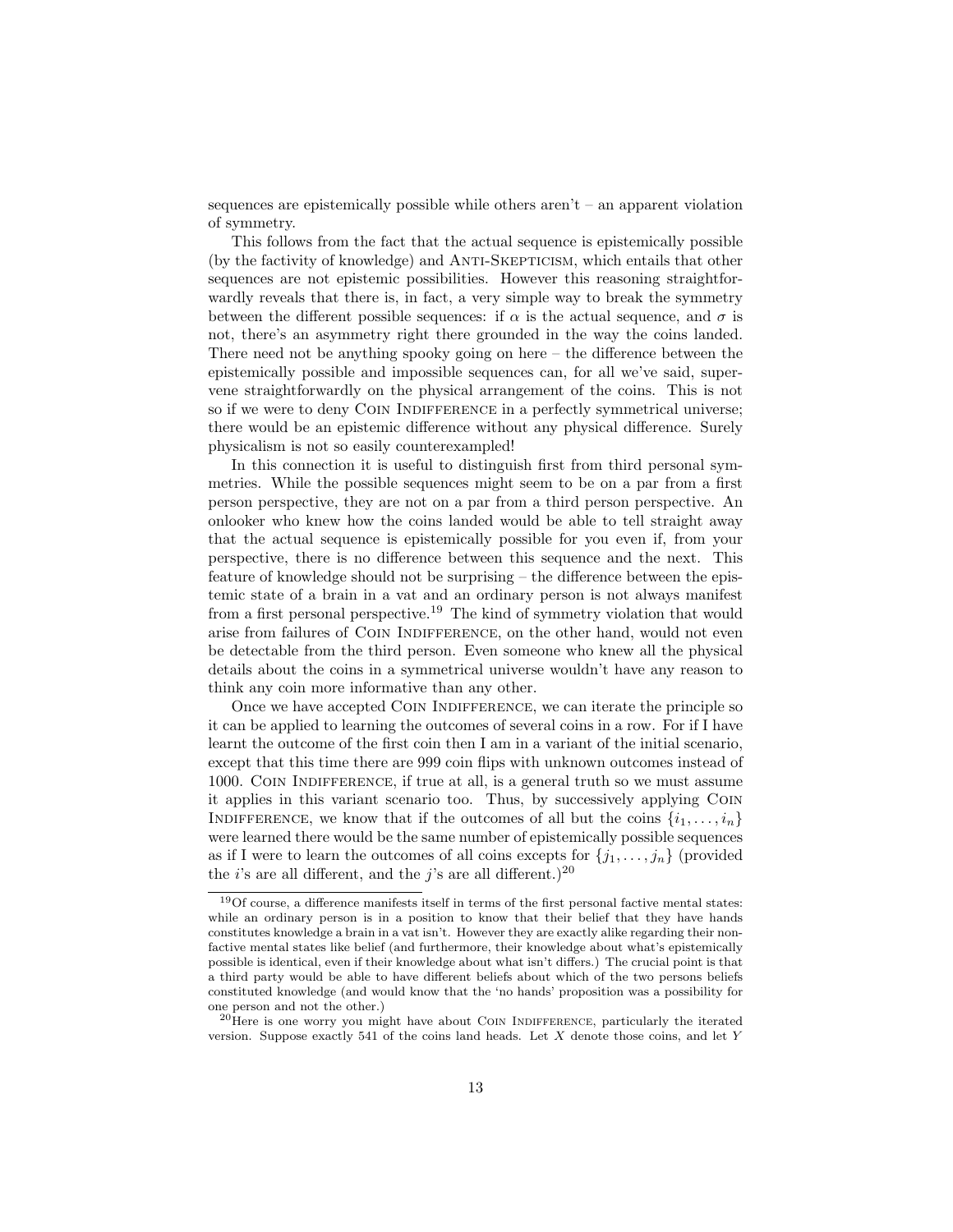sequences are epistemically possible while others aren't – an apparent violation of symmetry.

This follows from the fact that the actual sequence is epistemically possible (by the factivity of knowledge) and ANTI-SKEPTICISM, which entails that other sequences are not epistemic possibilities. However this reasoning straightforwardly reveals that there is, in fact, a very simple way to break the symmetry between the different possible sequences: if $\alpha$ is the actual sequence, and $\sigma$ is not, there's an asymmetry right there grounded in the way the coins landed. There need not be anything spooky going on here – the difference between the epistemically possible and impossible sequences can, for all we've said, supervene straightforwardly on the physical arrangement of the coins. This is not so if we were to deny COIN INDIFFERENCE in a perfectly symmetrical universe; there would be an epistemic difference without any physical difference. Surely physicalism is not so easily counterexampled!

In this connection it is useful to distinguish first from third personal symmetries. While the possible sequences might seem to be on a par from a first person perspective, they are not on a par from a third person perspective. An onlooker who knew how the coins landed would be able to tell straight away that the actual sequence is epistemically possible for you even if, from your perspective, there is no difference between this sequence and the next. This feature of knowledge should not be surprising – the difference between the epistemic state of a brain in a vat and an ordinary person is not always manifest from a first personal perspective.[19] The kind of symmetry violation that would arise from failures of COIN INDIFFERENCE, on the other hand, would not even be detectable from the third person. Even someone who knew all the physical details about the coins in a symmetrical universe wouldn't have any reason to think any coin more informative than any other.

Once we have accepted COIN INDIFFERENCE, we can iterate the principle so it can be applied to learning the outcomes of several coins in a row. For if I have learnt the outcome of the first coin then I am in a variant of the initial scenario, except that this time there are 999 coin flips with unknown outcomes instead of 1000. COIN INDIFFERENCE, if true at all, is a general truth so we must assume it applies in this variant scenario too. Thus, by successively applying COIN INDIFFERENCE, we know that if the outcomes of all but the coins $\{i_1, \ldots, i_n\}$ were learned there would be the same number of epistemically possible sequences as if I were to learn the outcomes of all coins excepts for $\{j_1, \ldots, j_n\}$ (provided the $i$'s are all different, and the $j$'s are all different.)[20]

---

[19] Of course, a difference manifests itself in terms of the first personal factive mental states: while an ordinary person is in a position to know that their belief that they have hands constitutes knowledge a brain in a vat isn't. However they are exactly alike regarding their non-factive mental states like belief (and furthermore, their knowledge about what's epistemically possible is identical, even if their knowledge about what isn't differs.) The crucial point is that a third party would be able to have different beliefs about which of the two persons beliefs constituted knowledge (and would know that the 'no hands' proposition was a possibility for one person and not the other.)

[20] Here is one worry you might have about COIN INDIFFERENCE, particularly the iterated version. Suppose exactly 541 of the coins land heads. Let $X$ denote those coins, and let $Y$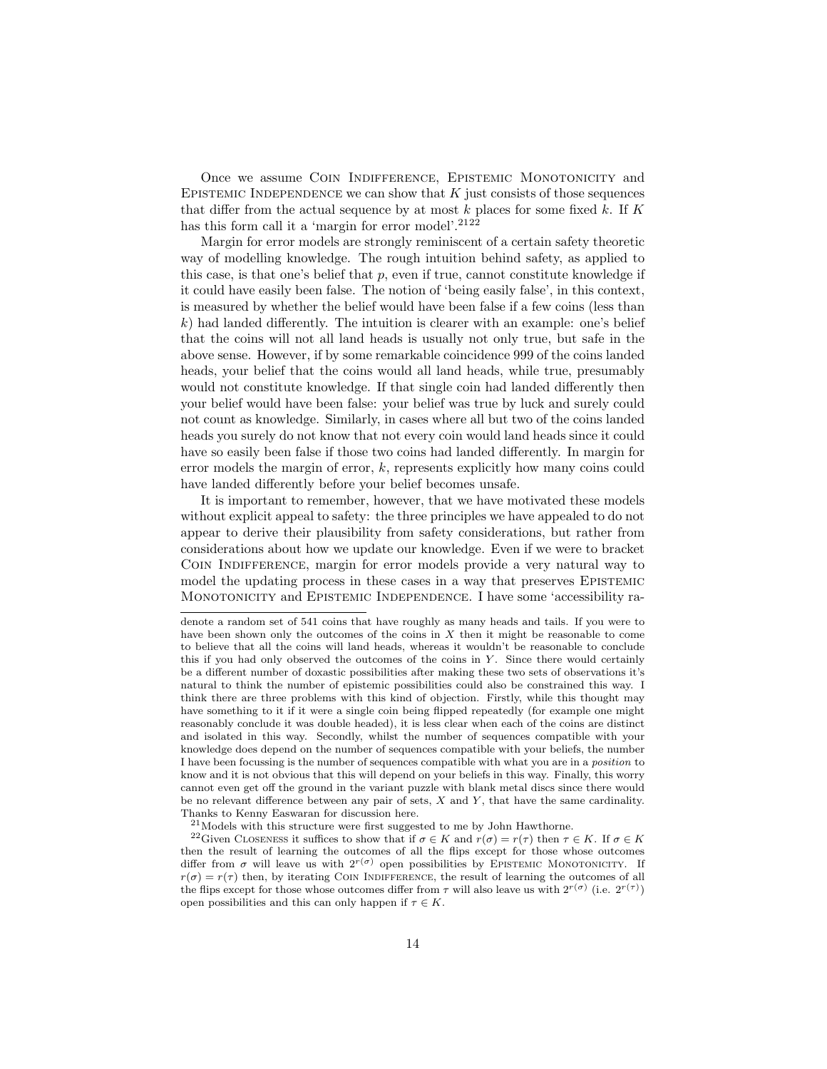Once we assume Coin Indifference, Epistemic Monotonicity and Epistemic Independence we can show that $K$ just consists of those sequences that differ from the actual sequence by at most $k$ places for some fixed $k$. If $K$ has this form call it a 'margin for error model'.[21][22]

Margin for error models are strongly reminiscent of a certain safety theoretic way of modelling knowledge. The rough intuition behind safety, as applied to this case, is that one's belief that $p$, even if true, cannot constitute knowledge if it could have easily been false. The notion of 'being easily false', in this context, is measured by whether the belief would have been false if a few coins (less than $k$) had landed differently. The intuition is clearer with an example: one's belief that the coins will not all land heads is usually not only true, but safe in the above sense. However, if by some remarkable coincidence 999 of the coins landed heads, your belief that the coins would all land heads, while true, presumably would not constitute knowledge. If that single coin had landed differently then your belief would have been false: your belief was true by luck and surely could not count as knowledge. Similarly, in cases where all but two of the coins landed heads you surely do not know that not every coin would land heads since it could have so easily been false if those two coins had landed differently. In margin for error models the margin of error, $k$, represents explicitly how many coins could have landed differently before your belief becomes unsafe.

It is important to remember, however, that we have motivated these models without explicit appeal to safety: the three principles we have appealed to do not appear to derive their plausibility from safety considerations, but rather from considerations about how we update our knowledge. Even if we were to bracket Coin Indifference, margin for error models provide a very natural way to model the updating process in these cases in a way that preserves Epistemic Monotonicity and Epistemic Independence. I have some 'accessibility ra-

---

denote a random set of 541 coins that have roughly as many heads and tails. If you were to have been shown only the outcomes of the coins in $X$ then it might be reasonable to come to believe that all the coins will land heads, whereas it wouldn't be reasonable to conclude this if you had only observed the outcomes of the coins in $Y$. Since there would certainly be a different number of doxastic possibilities after making these two sets of observations it's natural to think the number of epistemic possibilities could also be constrained this way. I think there are three problems with this kind of objection. Firstly, while this thought may have something to it if it were a single coin being flipped repeatedly (for example one might reasonably conclude it was double headed), it is less clear when each of the coins are distinct and isolated in this way. Secondly, whilst the number of sequences compatible with your knowledge does depend on the number of sequences compatible with your beliefs, the number I have been focussing is the number of sequences compatible with what you are in a *position* to know and it is not obvious that this will depend on your beliefs in this way. Finally, this worry cannot even get off the ground in the variant puzzle with blank metal discs since there would be no relevant difference between any pair of sets, $X$ and $Y$, that have the same cardinality. Thanks to Kenny Easwaran for discussion here.

[21] Models with this structure were first suggested to me by John Hawthorne.

[22] Given Closeness it suffices to show that if $\sigma \in K$ and $r(\sigma) = r(\tau)$ then $\tau \in K$. If $\sigma \in K$ then the result of learning the outcomes of all the flips except for those whose outcomes differ from $\sigma$ will leave us with $2^{r(\sigma)}$ open possibilities by Epistemic Monotonicity. If $r(\sigma) = r(\tau)$ then, by iterating Coin Indifference, the result of learning the outcomes of all the flips except for those whose outcomes differ from $\tau$ will also leave us with $2^{r(\sigma)}$ (i.e. $2^{r(\tau)}$) open possibilities and this can only happen if $\tau \in K$.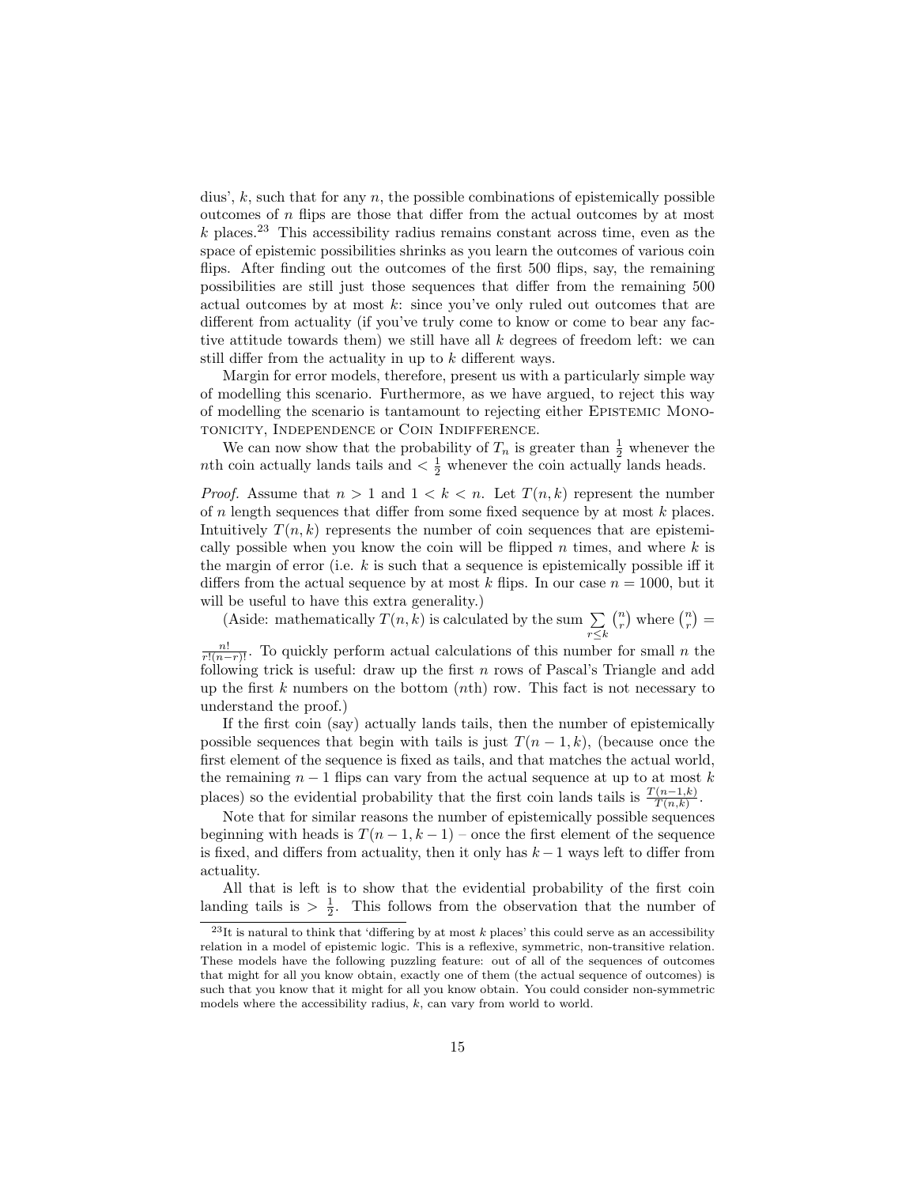dius', $k$, such that for any $n$, the possible combinations of epistemically possible outcomes of $n$ flips are those that differ from the actual outcomes by at most $k$ places.[23] This accessibility radius remains constant across time, even as the space of epistemic possibilities shrinks as you learn the outcomes of various coin flips. After finding out the outcomes of the first 500 flips, say, the remaining possibilities are still just those sequences that differ from the remaining 500 actual outcomes by at most $k$: since you've only ruled out outcomes that are different from actuality (if you've truly come to know or come to bear any factive attitude towards them) we still have all $k$ degrees of freedom left: we can still differ from the actuality in up to $k$ different ways.

Margin for error models, therefore, present us with a particularly simple way of modelling this scenario. Furthermore, as we have argued, to reject this way of modelling the scenario is tantamount to rejecting either Epistemic Monotonicity, Independence or Coin Indifference.

We can now show that the probability of $T_n$ is greater than $\frac{1}{2}$ whenever the $n$th coin actually lands tails and $< \frac{1}{2}$ whenever the coin actually lands heads.

*Proof.* Assume that $n > 1$ and $1 < k < n$. Let $T(n, k)$ represent the number of $n$ length sequences that differ from some fixed sequence by at most $k$ places. Intuitively $T(n, k)$ represents the number of coin sequences that are epistemically possible when you know the coin will be flipped $n$ times, and where $k$ is the margin of error (i.e. $k$ is such that a sequence is epistemically possible iff it differs from the actual sequence by at most $k$ flips. In our case $n = 1000$, but it will be useful to have this extra generality.)

(Aside: mathematically $T(n, k)$ is calculated by the sum $\sum_{r \leq k} \binom{n}{r}$ where $\binom{n}{r} = \frac{n!}{r!(n-r)!}$. To quickly perform actual calculations of this number for small $n$ the following trick is useful: draw up the first $n$ rows of Pascal's Triangle and add up the first $k$ numbers on the bottom ($n$th) row. This fact is not necessary to understand the proof.)

If the first coin (say) actually lands tails, then the number of epistemically possible sequences that begin with tails is just $T(n - 1, k)$, (because once the first element of the sequence is fixed as tails, and that matches the actual world, the remaining $n - 1$ flips can vary from the actual sequence at up to at most $k$ places) so the evidential probability that the first coin lands tails is $\frac{T(n-1,k)}{T(n,k)}$.

Note that for similar reasons the number of epistemically possible sequences beginning with heads is $T(n - 1, k - 1)$ – once the first element of the sequence is fixed, and differs from actuality, then it only has $k - 1$ ways left to differ from actuality.

All that is left is to show that the evidential probability of the first coin landing tails is $> \frac{1}{2}$. This follows from the observation that the number of

[23] It is natural to think that 'differing by at most $k$ places' this could serve as an accessibility relation in a model of epistemic logic. This is a reflexive, symmetric, non-transitive relation. These models have the following puzzling feature: out of all of the sequences of outcomes that might for all you know obtain, exactly one of them (the actual sequence of outcomes) is such that you know that it might for all you know obtain. You could consider non-symmetric models where the accessibility radius, $k$, can vary from world to world.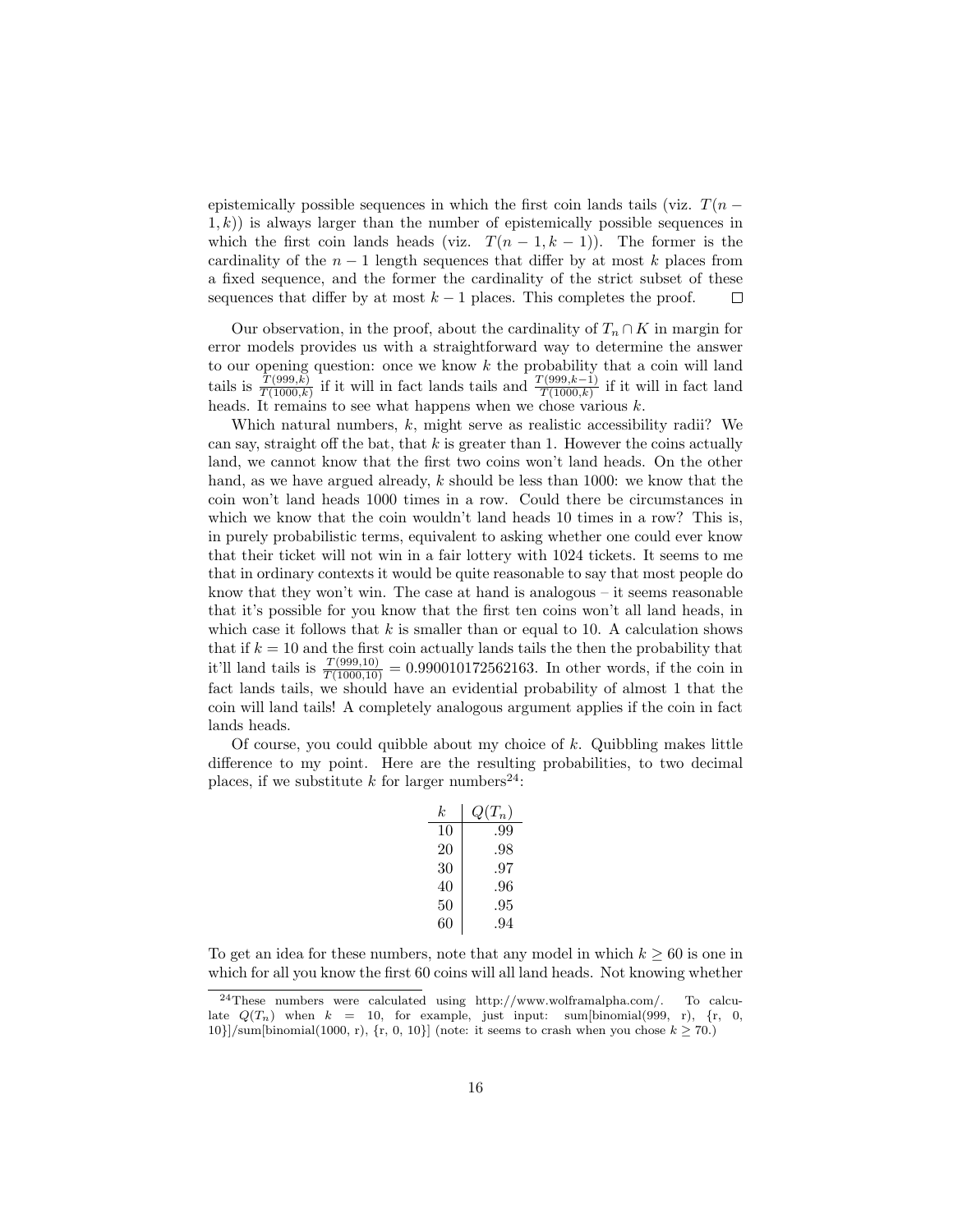epistemically possible sequences in which the first coin lands tails (viz. $T(n-1,k)$) is always larger than the number of epistemically possible sequences in which the first coin lands heads (viz. $T(n-1,k-1)$). The former is the cardinality of the $n-1$ length sequences that differ by at most $k$ places from a fixed sequence, and the former the cardinality of the strict subset of these sequences that differ by at most $k-1$ places. This completes the proof. □

Our observation, in the proof, about the cardinality of $T_n \cap K$ in margin for error models provides us with a straightforward way to determine the answer to our opening question: once we know $k$ the probability that a coin will land tails is $\frac{T(999,k)}{T(1000,k)}$ if it will in fact lands tails and $\frac{T(999,k-1)}{T(1000,k)}$ if it will in fact land heads. It remains to see what happens when we chose various $k$.

Which natural numbers, $k$, might serve as realistic accessibility radii? We can say, straight off the bat, that $k$ is greater than 1. However the coins actually land, we cannot know that the first two coins won't land heads. On the other hand, as we have argued already, $k$ should be less than 1000: we know that the coin won't land heads 1000 times in a row. Could there be circumstances in which we know that the coin wouldn't land heads 10 times in a row? This is, in purely probabilistic terms, equivalent to asking whether one could ever know that their ticket will not win in a fair lottery with 1024 tickets. It seems to me that in ordinary contexts it would be quite reasonable to say that most people do know that they won't win. The case at hand is analogous – it seems reasonable that it's possible for you know that the first ten coins won't all land heads, in which case it follows that $k$ is smaller than or equal to 10. A calculation shows that if $k = 10$ and the first coin actually lands tails the then the probability that it'll land tails is $\frac{T(999,10)}{T(1000,10)} = 0.990010172562163$. In other words, if the coin in fact lands tails, we should have an evidential probability of almost 1 that the coin will land tails! A completely analogous argument applies if the coin in fact lands heads.

Of course, you could quibble about my choice of $k$. Quibbling makes little difference to my point. Here are the resulting probabilities, to two decimal places, if we substitute $k$ for larger numbers[24]:

| $k$ | $Q(T_n)$ |
|---|---|
| 10 | .99 |
| 20 | .98 |
| 30 | .97 |
| 40 | .96 |
| 50 | .95 |
| 60 | .94 |

To get an idea for these numbers, note that any model in which $k \geq 60$ is one in which for all you know the first 60 coins will all land heads. Not knowing whether

[24] These numbers were calculated using http://www.wolframalpha.com/. To calculate $Q(T_n)$ when $k = 10$, for example, just input: sum[binomial(999, r), {r, 0, 10}]/sum[binomial(1000, r), {r, 0, 10}] (note: it seems to crash when you chose $k \geq 70$.)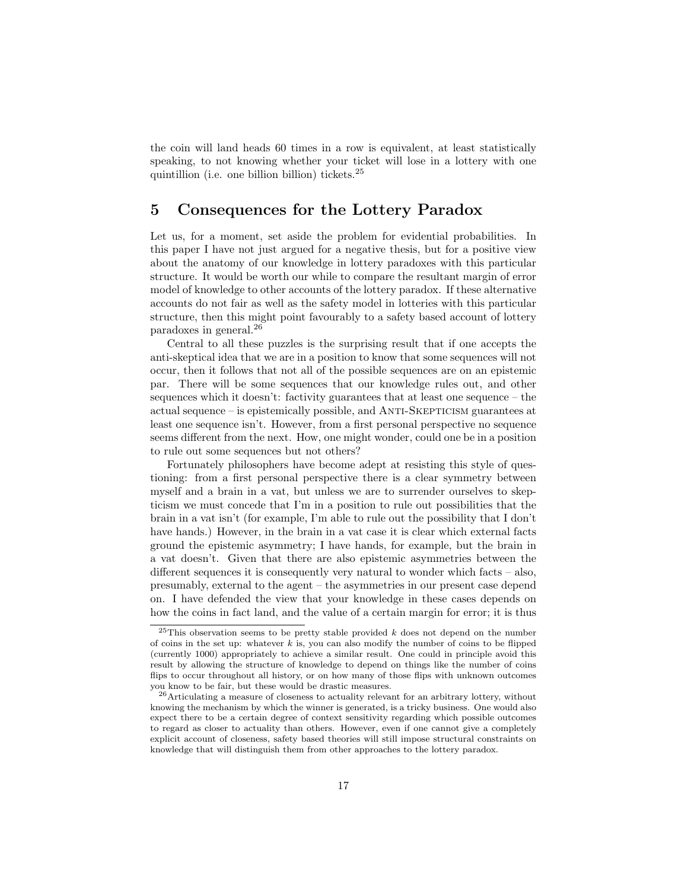the coin will land heads 60 times in a row is equivalent, at least statistically speaking, to not knowing whether your ticket will lose in a lottery with one quintillion (i.e. one billion billion) tickets.[25]

## 5 Consequences for the Lottery Paradox

Let us, for a moment, set aside the problem for evidential probabilities. In this paper I have not just argued for a negative thesis, but for a positive view about the anatomy of our knowledge in lottery paradoxes with this particular structure. It would be worth our while to compare the resultant margin of error model of knowledge to other accounts of the lottery paradox. If these alternative accounts do not fair as well as the safety model in lotteries with this particular structure, then this might point favourably to a safety based account of lottery paradoxes in general.[26]

Central to all these puzzles is the surprising result that if one accepts the anti-skeptical idea that we are in a position to know that some sequences will not occur, then it follows that not all of the possible sequences are on an epistemic par. There will be some sequences that our knowledge rules out, and other sequences which it doesn't: factivity guarantees that at least one sequence – the actual sequence – is epistemically possible, and Anti-Skepticism guarantees at least one sequence isn't. However, from a first personal perspective no sequence seems different from the next. How, one might wonder, could one be in a position to rule out some sequences but not others?

Fortunately philosophers have become adept at resisting this style of questioning: from a first personal perspective there is a clear symmetry between myself and a brain in a vat, but unless we are to surrender ourselves to skepticism we must concede that I'm in a position to rule out possibilities that the brain in a vat isn't (for example, I'm able to rule out the possibility that I don't have hands.) However, in the brain in a vat case it is clear which external facts ground the epistemic asymmetry; I have hands, for example, but the brain in a vat doesn't. Given that there are also epistemic asymmetries between the different sequences it is consequently very natural to wonder which facts – also, presumably, external to the agent – the asymmetries in our present case depend on. I have defended the view that your knowledge in these cases depends on how the coins in fact land, and the value of a certain margin for error; it is thus

[25]This observation seems to be pretty stable provided $k$ does not depend on the number of coins in the set up: whatever $k$ is, you can also modify the number of coins to be flipped (currently 1000) appropriately to achieve a similar result. One could in principle avoid this result by allowing the structure of knowledge to depend on things like the number of coins flips to occur throughout all history, or on how many of those flips with unknown outcomes you know to be fair, but these would be drastic measures.

[26]Articulating a measure of closeness to actuality relevant for an arbitrary lottery, without knowing the mechanism by which the winner is generated, is a tricky business. One would also expect there to be a certain degree of context sensitivity regarding which possible outcomes to regard as closer to actuality than others. However, even if one cannot give a completely explicit account of closeness, safety based theories will still impose structural constraints on knowledge that will distinguish them from other approaches to the lottery paradox.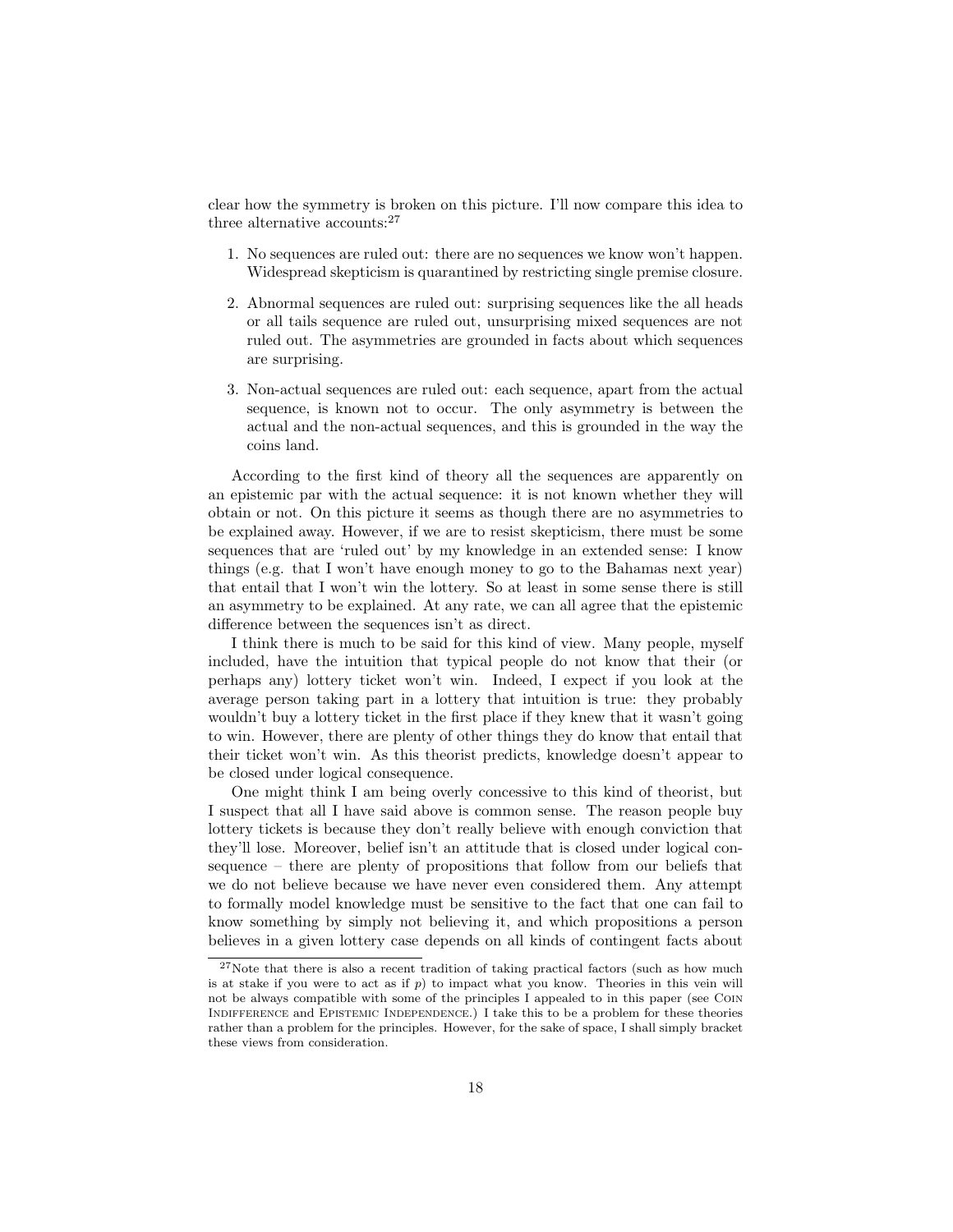clear how the symmetry is broken on this picture. I'll now compare this idea to three alternative accounts:[27]

1. No sequences are ruled out: there are no sequences we know won't happen. Widespread skepticism is quarantined by restricting single premise closure.
2. Abnormal sequences are ruled out: surprising sequences like the all heads or all tails sequence are ruled out, unsurprising mixed sequences are not ruled out. The asymmetries are grounded in facts about which sequences are surprising.
3. Non-actual sequences are ruled out: each sequence, apart from the actual sequence, is known not to occur. The only asymmetry is between the actual and the non-actual sequences, and this is grounded in the way the coins land.

According to the first kind of theory all the sequences are apparently on an epistemic par with the actual sequence: it is not known whether they will obtain or not. On this picture it seems as though there are no asymmetries to be explained away. However, if we are to resist skepticism, there must be some sequences that are 'ruled out' by my knowledge in an extended sense: I know things (e.g. that I won't have enough money to go to the Bahamas next year) that entail that I won't win the lottery. So at least in some sense there is still an asymmetry to be explained. At any rate, we can all agree that the epistemic difference between the sequences isn't as direct.

I think there is much to be said for this kind of view. Many people, myself included, have the intuition that typical people do not know that their (or perhaps any) lottery ticket won't win. Indeed, I expect if you look at the average person taking part in a lottery that intuition is true: they probably wouldn't buy a lottery ticket in the first place if they knew that it wasn't going to win. However, there are plenty of other things they do know that entail that their ticket won't win. As this theorist predicts, knowledge doesn't appear to be closed under logical consequence.

One might think I am being overly concessive to this kind of theorist, but I suspect that all I have said above is common sense. The reason people buy lottery tickets is because they don't really believe with enough conviction that they'll lose. Moreover, belief isn't an attitude that is closed under logical consequence – there are plenty of propositions that follow from our beliefs that we do not believe because we have never even considered them. Any attempt to formally model knowledge must be sensitive to the fact that one can fail to know something by simply not believing it, and which propositions a person believes in a given lottery case depends on all kinds of contingent facts about

[27] Note that there is also a recent tradition of taking practical factors (such as how much is at stake if you were to act as if $p$) to impact what you know. Theories in this vein will not be always compatible with some of the principles I appealed to in this paper (see Coin Indifference and Epistemic Independence.) I take this to be a problem for these theories rather than a problem for the principles. However, for the sake of space, I shall simply bracket these views from consideration.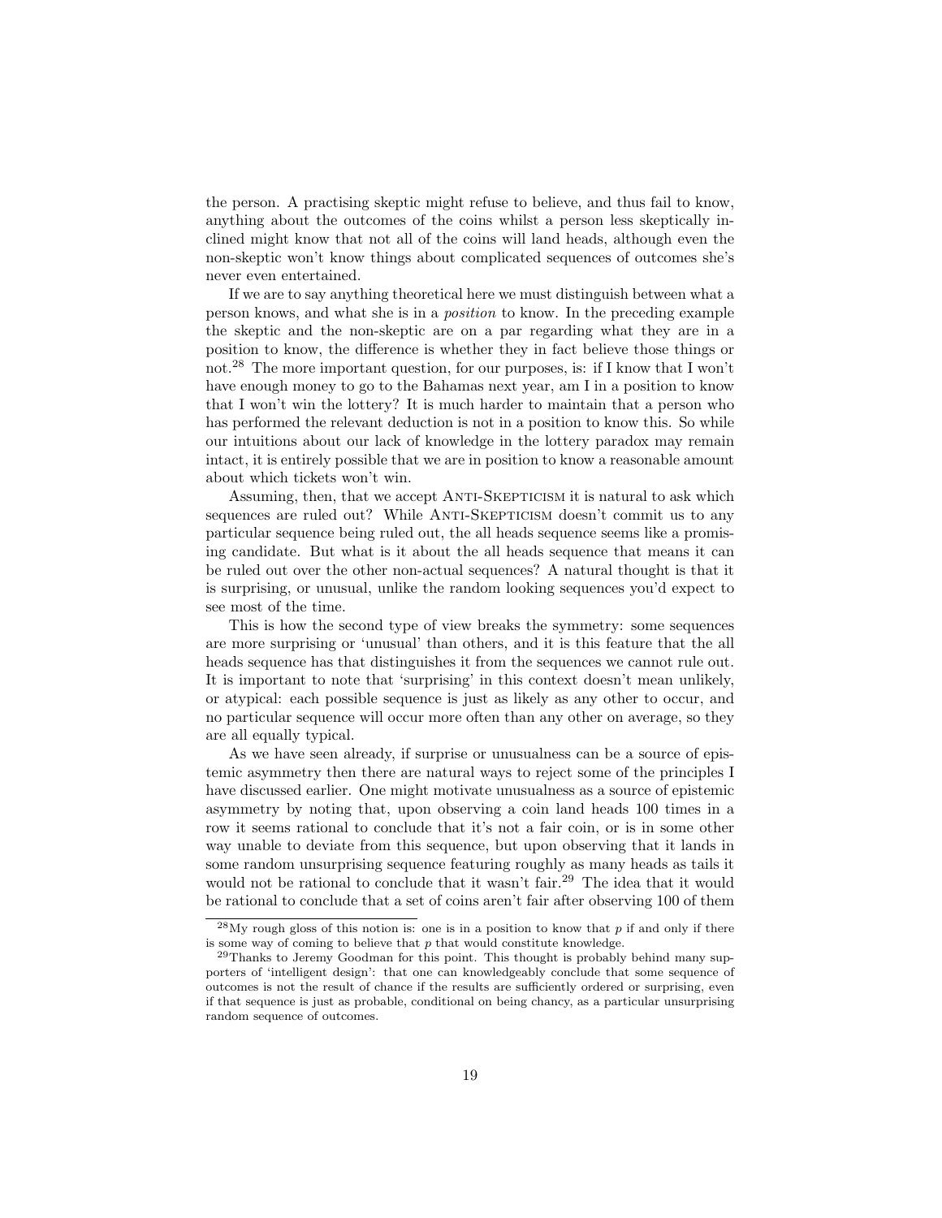the person. A practising skeptic might refuse to believe, and thus fail to know, anything about the outcomes of the coins whilst a person less skeptically inclined might know that not all of the coins will land heads, although even the non-skeptic won't know things about complicated sequences of outcomes she's never even entertained.

If we are to say anything theoretical here we must distinguish between what a person knows, and what she is in a *position* to know. In the preceding example the skeptic and the non-skeptic are on a par regarding what they are in a position to know, the difference is whether they in fact believe those things or not.[28] The more important question, for our purposes, is: if I know that I won't have enough money to go to the Bahamas next year, am I in a position to know that I won't win the lottery? It is much harder to maintain that a person who has performed the relevant deduction is not in a position to know this. So while our intuitions about our lack of knowledge in the lottery paradox may remain intact, it is entirely possible that we are in position to know a reasonable amount about which tickets won't win.

Assuming, then, that we accept ANTI-SKEPTICISM it is natural to ask which sequences are ruled out? While ANTI-SKEPTICISM doesn't commit us to any particular sequence being ruled out, the all heads sequence seems like a promising candidate. But what is it about the all heads sequence that means it can be ruled out over the other non-actual sequences? A natural thought is that it is surprising, or unusual, unlike the random looking sequences you'd expect to see most of the time.

This is how the second type of view breaks the symmetry: some sequences are more surprising or 'unusual' than others, and it is this feature that the all heads sequence has that distinguishes it from the sequences we cannot rule out. It is important to note that 'surprising' in this context doesn't mean unlikely, or atypical: each possible sequence is just as likely as any other to occur, and no particular sequence will occur more often than any other on average, so they are all equally typical.

As we have seen already, if surprise or unusualness can be a source of epistemic asymmetry then there are natural ways to reject some of the principles I have discussed earlier. One might motivate unusualness as a source of epistemic asymmetry by noting that, upon observing a coin land heads 100 times in a row it seems rational to conclude that it's not a fair coin, or is in some other way unable to deviate from this sequence, but upon observing that it lands in some random unsurprising sequence featuring roughly as many heads as tails it would not be rational to conclude that it wasn't fair.[29] The idea that it would be rational to conclude that a set of coins aren't fair after observing 100 of them

[28] My rough gloss of this notion is: one is in a position to know that $p$ if and only if there is some way of coming to believe that $p$ that would constitute knowledge.

[29] Thanks to Jeremy Goodman for this point. This thought is probably behind many supporters of 'intelligent design': that one can knowledgeably conclude that some sequence of outcomes is not the result of chance if the results are sufficiently ordered or surprising, even if that sequence is just as probable, conditional on being chancy, as a particular unsurprising random sequence of outcomes.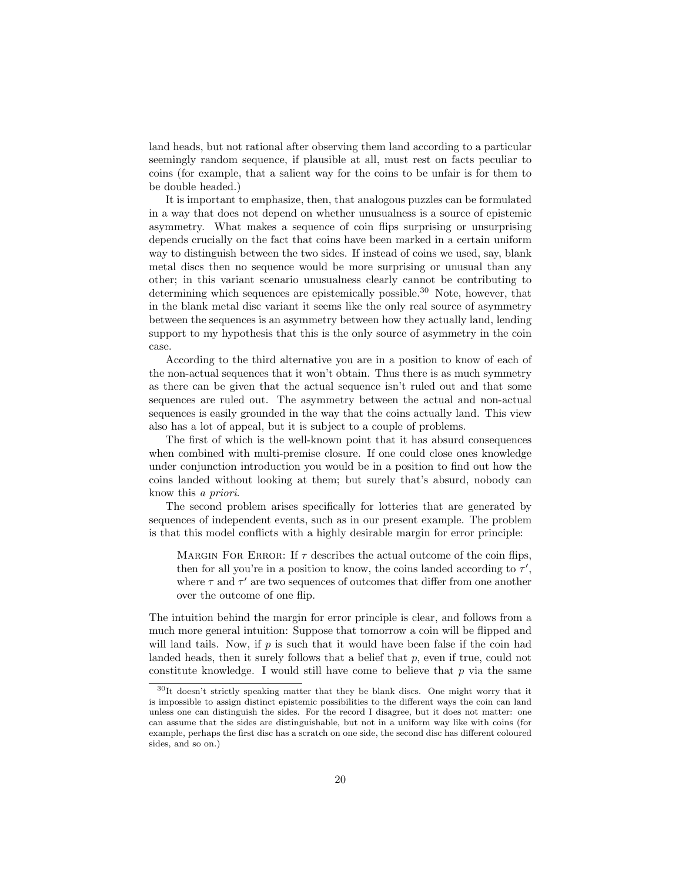land heads, but not rational after observing them land according to a particular seemingly random sequence, if plausible at all, must rest on facts peculiar to coins (for example, that a salient way for the coins to be unfair is for them to be double headed.)

It is important to emphasize, then, that analogous puzzles can be formulated in a way that does not depend on whether unusualness is a source of epistemic asymmetry. What makes a sequence of coin flips surprising or unsurprising depends crucially on the fact that coins have been marked in a certain uniform way to distinguish between the two sides. If instead of coins we used, say, blank metal discs then no sequence would be more surprising or unusual than any other; in this variant scenario unusualness clearly cannot be contributing to determining which sequences are epistemically possible.[30] Note, however, that in the blank metal disc variant it seems like the only real source of asymmetry between the sequences is an asymmetry between how they actually land, lending support to my hypothesis that this is the only source of asymmetry in the coin case.

According to the third alternative you are in a position to know of each of the non-actual sequences that it won't obtain. Thus there is as much symmetry as there can be given that the actual sequence isn't ruled out and that some sequences are ruled out. The asymmetry between the actual and non-actual sequences is easily grounded in the way that the coins actually land. This view also has a lot of appeal, but it is subject to a couple of problems.

The first of which is the well-known point that it has absurd consequences when combined with multi-premise closure. If one could close ones knowledge under conjunction introduction you would be in a position to find out how the coins landed without looking at them; but surely that's absurd, nobody can know this *a priori*.

The second problem arises specifically for lotteries that are generated by sequences of independent events, such as in our present example. The problem is that this model conflicts with a highly desirable margin for error principle:

> Margin For Error: If $\tau$ describes the actual outcome of the coin flips, then for all you're in a position to know, the coins landed according to $\tau'$, where $\tau$ and $\tau'$ are two sequences of outcomes that differ from one another over the outcome of one flip.

The intuition behind the margin for error principle is clear, and follows from a much more general intuition: Suppose that tomorrow a coin will be flipped and will land tails. Now, if $p$ is such that it would have been false if the coin had landed heads, then it surely follows that a belief that $p$, even if true, could not constitute knowledge. I would still have come to believe that $p$ via the same

[30] It doesn't strictly speaking matter that they be blank discs. One might worry that it is impossible to assign distinct epistemic possibilities to the different ways the coin can land unless one can distinguish the sides. For the record I disagree, but it does not matter: one can assume that the sides are distinguishable, but not in a uniform way like with coins (for example, perhaps the first disc has a scratch on one side, the second disc has different coloured sides, and so on.)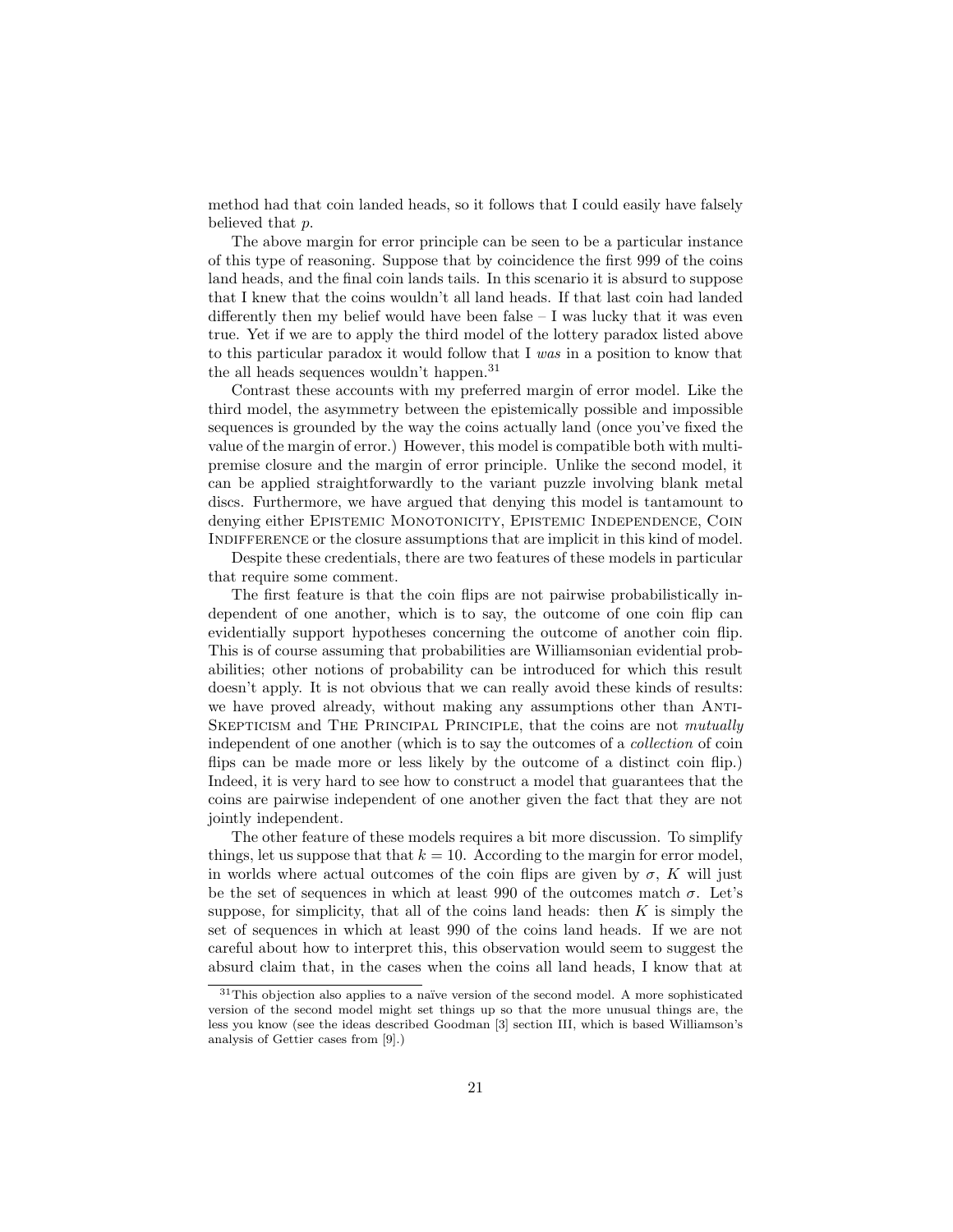method had that coin landed heads, so it follows that I could easily have falsely believed that $p$.

The above margin for error principle can be seen to be a particular instance of this type of reasoning. Suppose that by coincidence the first 999 of the coins land heads, and the final coin lands tails. In this scenario it is absurd to suppose that I knew that the coins wouldn't all land heads. If that last coin had landed differently then my belief would have been false – I was lucky that it was even true. Yet if we are to apply the third model of the lottery paradox listed above to this particular paradox it would follow that I *was* in a position to know that the all heads sequences wouldn't happen.[31]

Contrast these accounts with my preferred margin of error model. Like the third model, the asymmetry between the epistemically possible and impossible sequences is grounded by the way the coins actually land (once you've fixed the value of the margin of error.) However, this model is compatible both with multi-premise closure and the margin of error principle. Unlike the second model, it can be applied straightforwardly to the variant puzzle involving blank metal discs. Furthermore, we have argued that denying this model is tantamount to denying either Epistemic Monotonicity, Epistemic Independence, Coin Indifference or the closure assumptions that are implicit in this kind of model.

Despite these credentials, there are two features of these models in particular that require some comment.

The first feature is that the coin flips are not pairwise probabilistically independent of one another, which is to say, the outcome of one coin flip can evidentially support hypotheses concerning the outcome of another coin flip. This is of course assuming that probabilities are Williamsonian evidential probabilities; other notions of probability can be introduced for which this result doesn't apply. It is not obvious that we can really avoid these kinds of results: we have proved already, without making any assumptions other than Anti-Skepticism and The Principal Principle, that the coins are not *mutually* independent of one another (which is to say the outcomes of a *collection* of coin flips can be made more or less likely by the outcome of a distinct coin flip.) Indeed, it is very hard to see how to construct a model that guarantees that the coins are pairwise independent of one another given the fact that they are not jointly independent.

The other feature of these models requires a bit more discussion. To simplify things, let us suppose that that $k = 10$. According to the margin for error model, in worlds where actual outcomes of the coin flips are given by $\sigma$, $K$ will just be the set of sequences in which at least 990 of the outcomes match $\sigma$. Let's suppose, for simplicity, that all of the coins land heads: then $K$ is simply the set of sequences in which at least 990 of the coins land heads. If we are not careful about how to interpret this, this observation would seem to suggest the absurd claim that, in the cases when the coins all land heads, I know that at

[31] This objection also applies to a naïve version of the second model. A more sophisticated version of the second model might set things up so that the more unusual things are, the less you know (see the ideas described Goodman [3] section III, which is based Williamson's analysis of Gettier cases from [9].)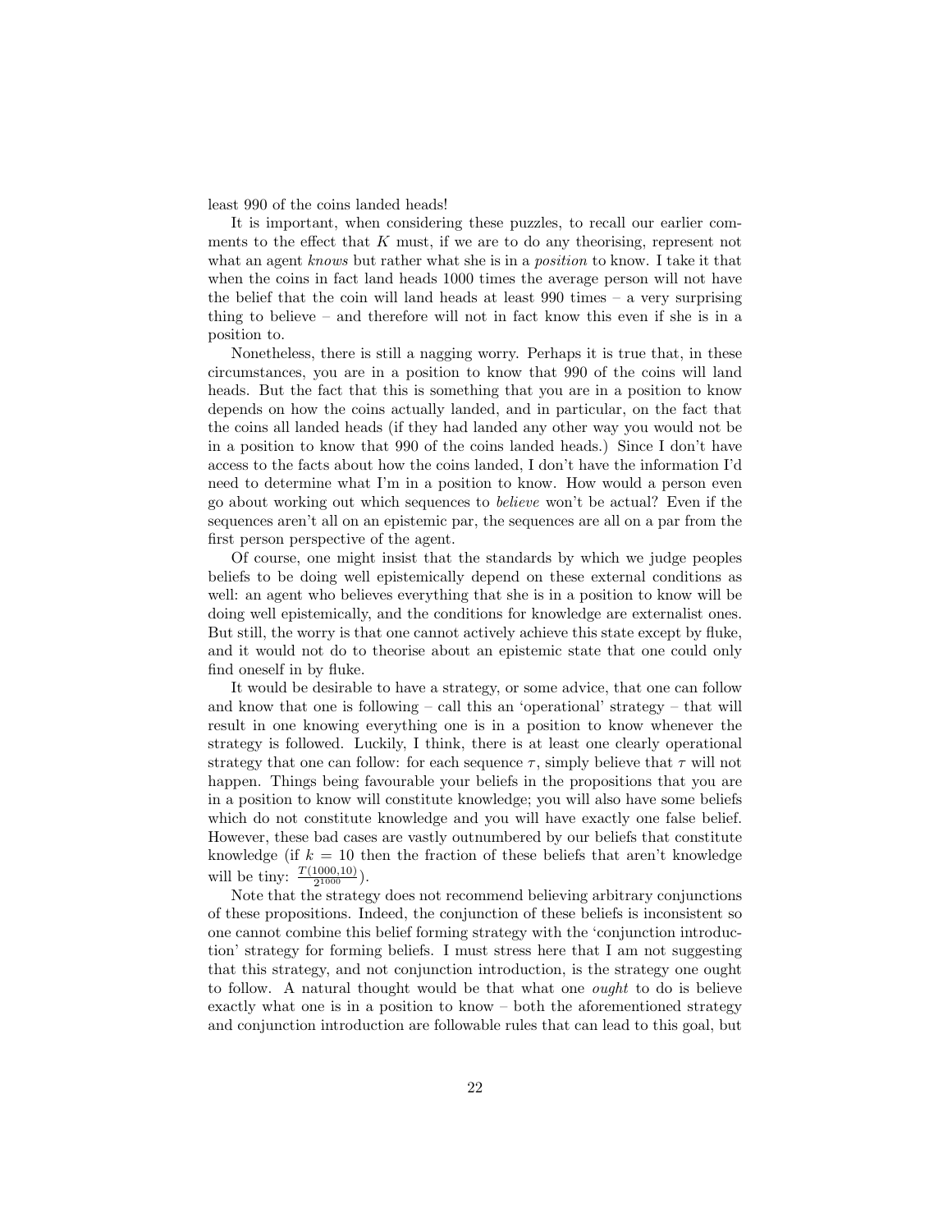least 990 of the coins landed heads!

It is important, when considering these puzzles, to recall our earlier comments to the effect that $K$ must, if we are to do any theorising, represent not what an agent *knows* but rather what she is in a *position* to know. I take it that when the coins in fact land heads 1000 times the average person will not have the belief that the coin will land heads at least 990 times – a very surprising thing to believe – and therefore will not in fact know this even if she is in a position to.

Nonetheless, there is still a nagging worry. Perhaps it is true that, in these circumstances, you are in a position to know that 990 of the coins will land heads. But the fact that this is something that you are in a position to know depends on how the coins actually landed, and in particular, on the fact that the coins all landed heads (if they had landed any other way you would not be in a position to know that 990 of the coins landed heads.) Since I don't have access to the facts about how the coins landed, I don't have the information I'd need to determine what I'm in a position to know. How would a person even go about working out which sequences to *believe* won't be actual? Even if the sequences aren't all on an epistemic par, the sequences are all on a par from the first person perspective of the agent.

Of course, one might insist that the standards by which we judge peoples beliefs to be doing well epistemically depend on these external conditions as well: an agent who believes everything that she is in a position to know will be doing well epistemically, and the conditions for knowledge are externalist ones. But still, the worry is that one cannot actively achieve this state except by fluke, and it would not do to theorise about an epistemic state that one could only find oneself in by fluke.

It would be desirable to have a strategy, or some advice, that one can follow and know that one is following – call this an 'operational' strategy – that will result in one knowing everything one is in a position to know whenever the strategy is followed. Luckily, I think, there is at least one clearly operational strategy that one can follow: for each sequence $\tau$, simply believe that $\tau$ will not happen. Things being favourable your beliefs in the propositions that you are in a position to know will constitute knowledge; you will also have some beliefs which do not constitute knowledge and you will have exactly one false belief. However, these bad cases are vastly outnumbered by our beliefs that constitute knowledge (if $k = 10$ then the fraction of these beliefs that aren't knowledge will be tiny: $\frac{T(1000,10)}{2^{1000}}$).

Note that the strategy does not recommend believing arbitrary conjunctions of these propositions. Indeed, the conjunction of these beliefs is inconsistent so one cannot combine this belief forming strategy with the 'conjunction introduction' strategy for forming beliefs. I must stress here that I am not suggesting that this strategy, and not conjunction introduction, is the strategy one ought to follow. A natural thought would be that what one *ought* to do is believe exactly what one is in a position to know – both the aforementioned strategy and conjunction introduction are followable rules that can lead to this goal, but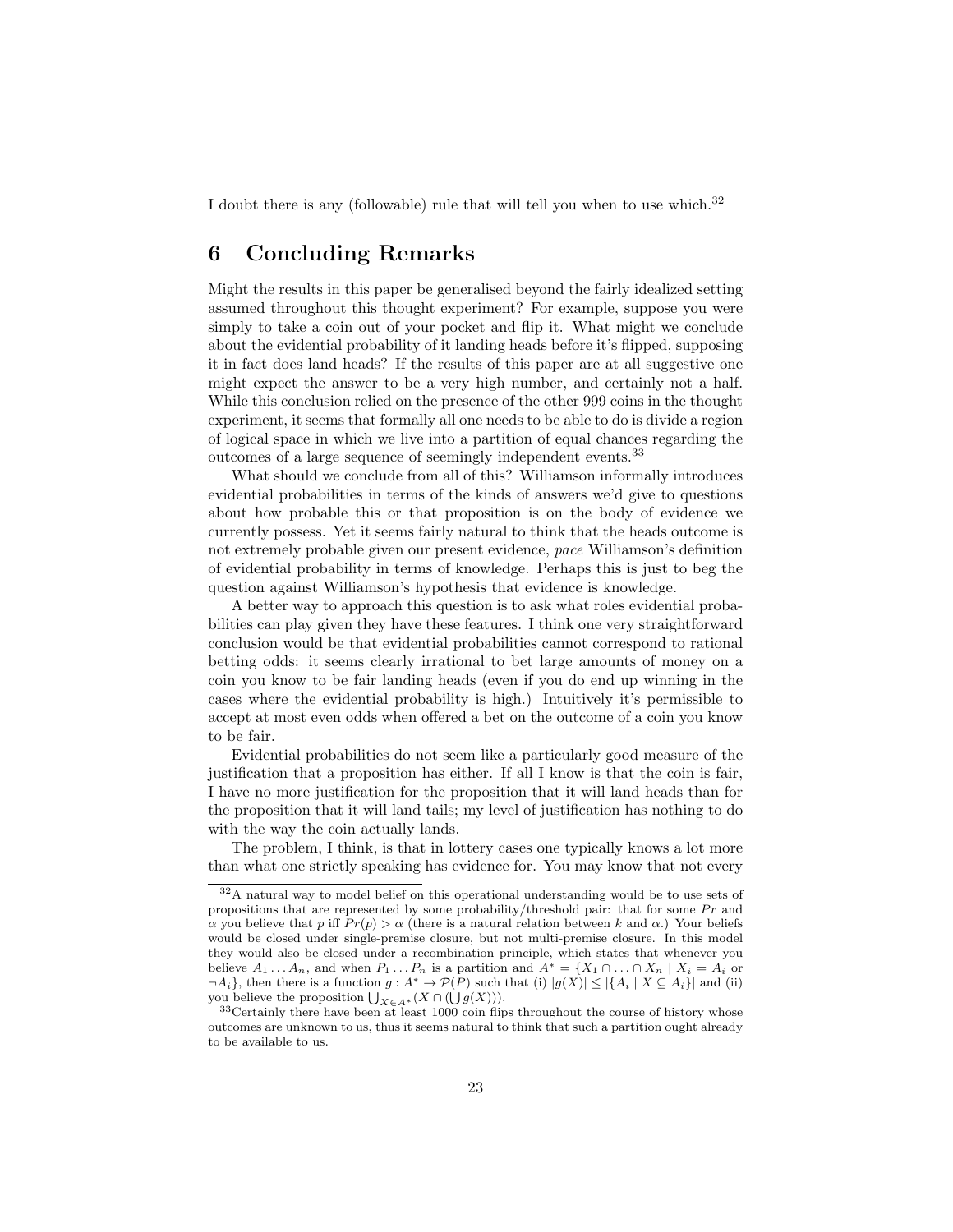I doubt there is any (followable) rule that will tell you when to use which.[32]

## 6 Concluding Remarks

Might the results in this paper be generalised beyond the fairly idealized setting assumed throughout this thought experiment? For example, suppose you were simply to take a coin out of your pocket and flip it. What might we conclude about the evidential probability of it landing heads before it's flipped, supposing it in fact does land heads? If the results of this paper are at all suggestive one might expect the answer to be a very high number, and certainly not a half. While this conclusion relied on the presence of the other 999 coins in the thought experiment, it seems that formally all one needs to be able to do is divide a region of logical space in which we live into a partition of equal chances regarding the outcomes of a large sequence of seemingly independent events.[33]

What should we conclude from all of this? Williamson informally introduces evidential probabilities in terms of the kinds of answers we'd give to questions about how probable this or that proposition is on the body of evidence we currently possess. Yet it seems fairly natural to think that the heads outcome is not extremely probable given our present evidence, *pace* Williamson's definition of evidential probability in terms of knowledge. Perhaps this is just to beg the question against Williamson's hypothesis that evidence is knowledge.

A better way to approach this question is to ask what roles evidential probabilities can play given they have these features. I think one very straightforward conclusion would be that evidential probabilities cannot correspond to rational betting odds: it seems clearly irrational to bet large amounts of money on a coin you know to be fair landing heads (even if you do end up winning in the cases where the evidential probability is high.) Intuitively it's permissible to accept at most even odds when offered a bet on the outcome of a coin you know to be fair.

Evidential probabilities do not seem like a particularly good measure of the justification that a proposition has either. If all I know is that the coin is fair, I have no more justification for the proposition that it will land heads than for the proposition that it will land tails; my level of justification has nothing to do with the way the coin actually lands.

The problem, I think, is that in lottery cases one typically knows a lot more than what one strictly speaking has evidence for. You may know that not every

---

[32] A natural way to model belief on this operational understanding would be to use sets of propositions that are represented by some probability/threshold pair: that for some $Pr$ and $\alpha$ you believe that $p$ iff $Pr(p) > \alpha$ (there is a natural relation between $k$ and $\alpha$.) Your beliefs would be closed under single-premise closure, but not multi-premise closure. In this model they would also be closed under a recombination principle, which states that whenever you believe $A_1 \ldots A_n$, and when $P_1 \ldots P_n$ is a partition and $A^* = \{X_1 \cap \ldots \cap X_n \mid X_i = A_i \text{ or } \neg A_i\}$, then there is a function $g : A^* \to \mathcal{P}(P)$ such that (i) $|g(X)| \leq |\{A_i \mid X \subseteq A_i\}|$ and (ii) you believe the proposition $\bigcup_{X \in A^*}(X \cap (\bigcup g(X)))$.

[33] Certainly there have been at least 1000 coin flips throughout the course of history whose outcomes are unknown to us, thus it seems natural to think that such a partition ought already to be available to us.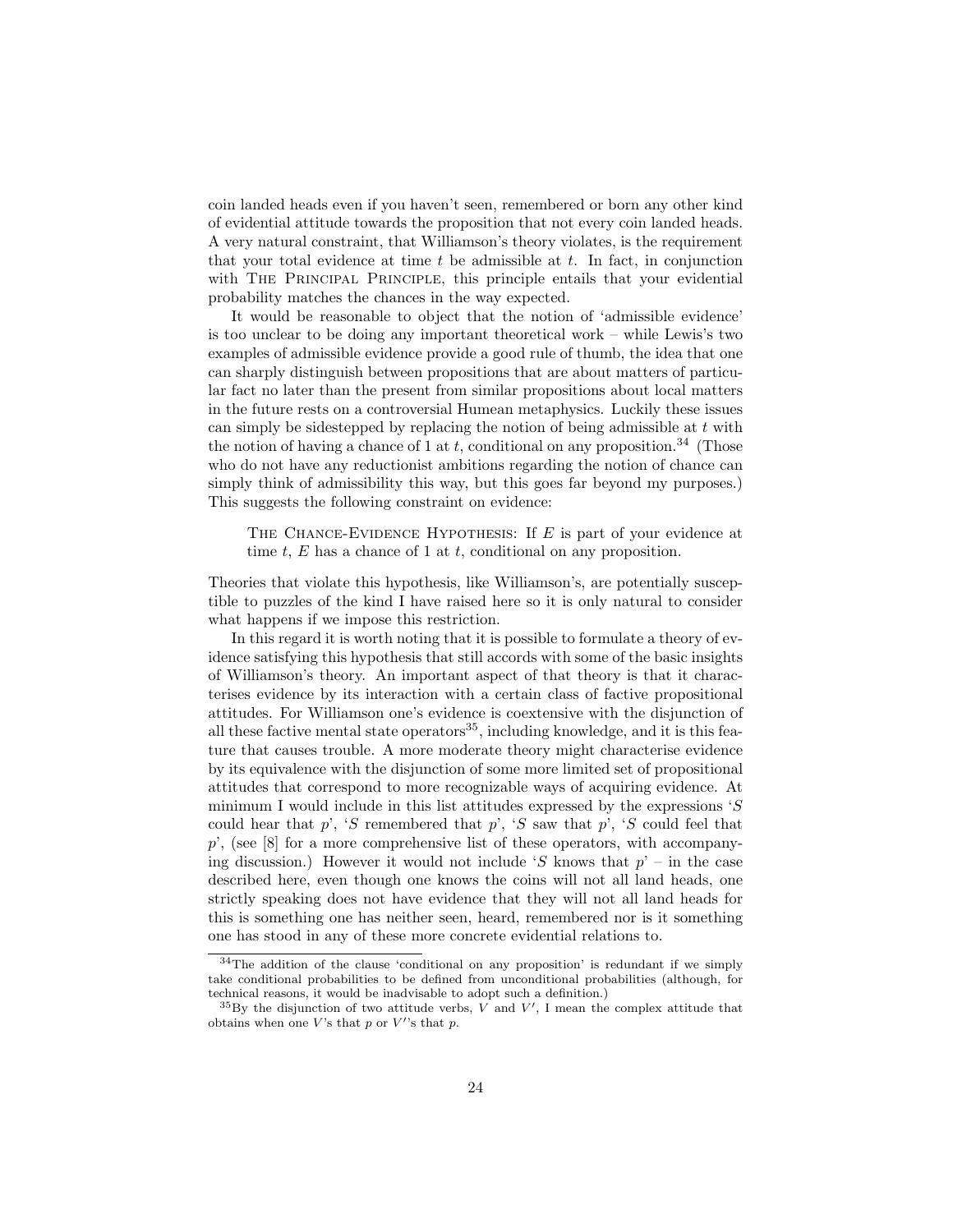coin landed heads even if you haven't seen, remembered or born any other kind of evidential attitude towards the proposition that not every coin landed heads. A very natural constraint, that Williamson's theory violates, is the requirement that your total evidence at time $t$ be admissible at $t$. In fact, in conjunction with The Principal Principle, this principle entails that your evidential probability matches the chances in the way expected.

It would be reasonable to object that the notion of 'admissible evidence' is too unclear to be doing any important theoretical work – while Lewis's two examples of admissible evidence provide a good rule of thumb, the idea that one can sharply distinguish between propositions that are about matters of particular fact no later than the present from similar propositions about local matters in the future rests on a controversial Humean metaphysics. Luckily these issues can simply be sidestepped by replacing the notion of being admissible at $t$ with the notion of having a chance of 1 at $t$, conditional on any proposition.[34] (Those who do not have any reductionist ambitions regarding the notion of chance can simply think of admissibility this way, but this goes far beyond my purposes.) This suggests the following constraint on evidence:

> The Chance-Evidence Hypothesis: If $E$ is part of your evidence at time $t$, $E$ has a chance of 1 at $t$, conditional on any proposition.

Theories that violate this hypothesis, like Williamson's, are potentially susceptible to puzzles of the kind I have raised here so it is only natural to consider what happens if we impose this restriction.

In this regard it is worth noting that it is possible to formulate a theory of evidence satisfying this hypothesis that still accords with some of the basic insights of Williamson's theory. An important aspect of that theory is that it characterises evidence by its interaction with a certain class of factive propositional attitudes. For Williamson one's evidence is coextensive with the disjunction of all these factive mental state operators[35], including knowledge, and it is this feature that causes trouble. A more moderate theory might characterise evidence by its equivalence with the disjunction of some more limited set of propositional attitudes that correspond to more recognizable ways of acquiring evidence. At minimum I would include in this list attitudes expressed by the expressions '$S$ could hear that $p$', '$S$ remembered that $p$', '$S$ saw that $p$', '$S$ could feel that $p$', (see [8] for a more comprehensive list of these operators, with accompanying discussion.) However it would not include '$S$ knows that $p$' – in the case described here, even though one knows the coins will not all land heads, one strictly speaking does not have evidence that they will not all land heads for this is something one has neither seen, heard, remembered nor is it something one has stood in any of these more concrete evidential relations to.

[34] The addition of the clause 'conditional on any proposition' is redundant if we simply take conditional probabilities to be defined from unconditional probabilities (although, for technical reasons, it would be inadvisable to adopt such a definition.)

[35] By the disjunction of two attitude verbs, $V$ and $V'$, I mean the complex attitude that obtains when one $V$'s that $p$ or $V'$'s that $p$.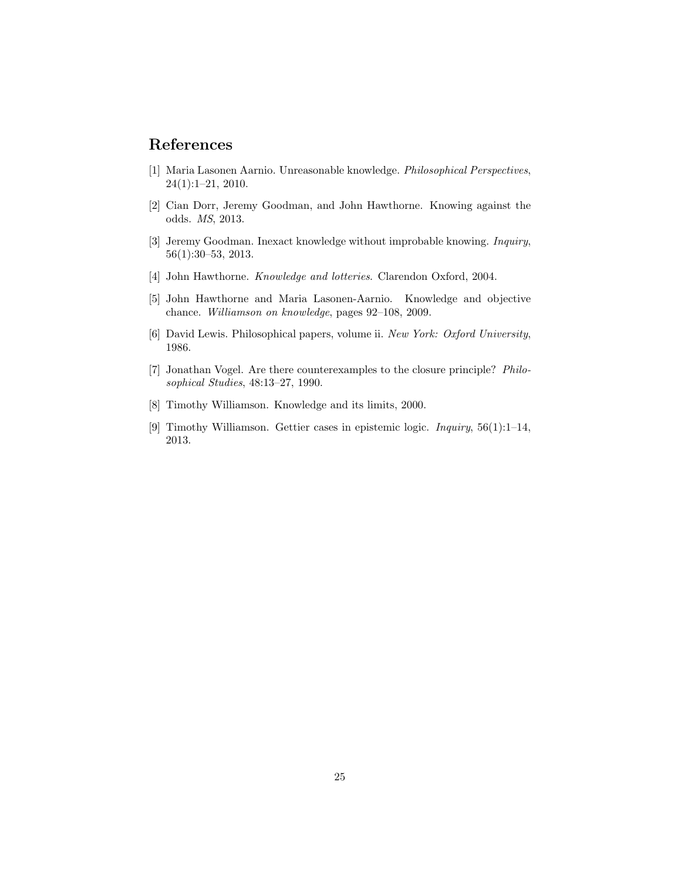## References

[1] Maria Lasonen Aarnio. Unreasonable knowledge. *Philosophical Perspectives*, 24(1):1–21, 2010.

[2] Cian Dorr, Jeremy Goodman, and John Hawthorne. Knowing against the odds. *MS*, 2013.

[3] Jeremy Goodman. Inexact knowledge without improbable knowing. *Inquiry*, 56(1):30–53, 2013.

[4] John Hawthorne. *Knowledge and lotteries*. Clarendon Oxford, 2004.

[5] John Hawthorne and Maria Lasonen-Aarnio. Knowledge and objective chance. *Williamson on knowledge*, pages 92–108, 2009.

[6] David Lewis. Philosophical papers, volume ii. *New York: Oxford University*, 1986.

[7] Jonathan Vogel. Are there counterexamples to the closure principle? *Philosophical Studies*, 48:13–27, 1990.

[8] Timothy Williamson. Knowledge and its limits, 2000.

[9] Timothy Williamson. Gettier cases in epistemic logic. *Inquiry*, 56(1):1–14, 2013.